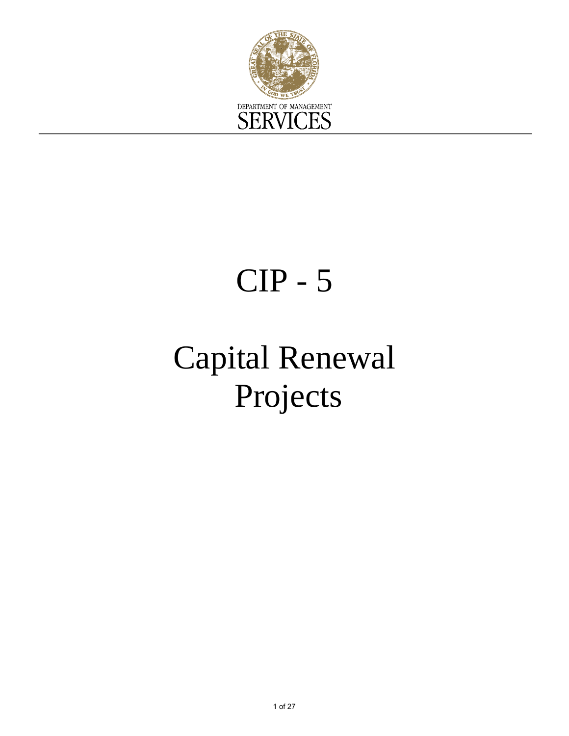DEPARTMENT OF MANAGEMENT

SERVICES

# CIP - 5

# Capital Renewal Projects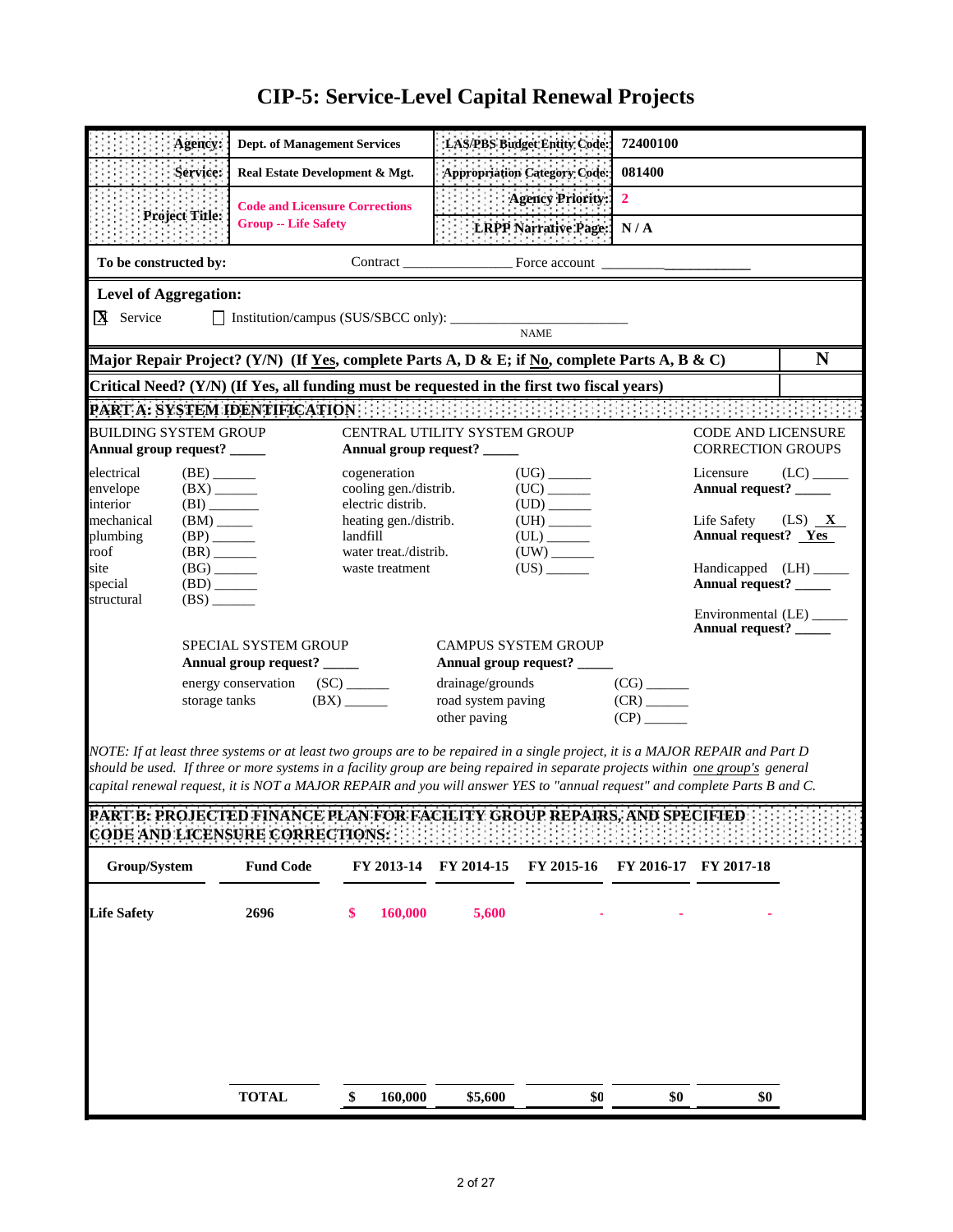# CIP-5: Service-Level Capital Renewal Projects

| | | | |
|---|---|---|---|
| **Agency:** | **Dept. of Management Services** | **LAS/PBS Budget Entity Code:** | **72400100** |
| **Service:** | **Real Estate Development & Mgt.** | **Appropriation Category Code:** | **081400** |
| **Project Title:** | **Code and Licensure Corrections Group -- Life Safety** | **Agency Priority:** | **2** |
| | | **LRPP Narrative Page:** | **N / A** |

**To be constructed by:** Contract _______________ Force account _____________________

**Level of Aggregation:**

[X] Service [ ] Institution/campus (SUS/SBCC only): _______________________
NAME

**Major Repair Project? (Y/N) (If Yes, complete Parts A, D & E; if No, complete Parts A, B & C)** **N**

**Critical Need? (Y/N) (If Yes, all funding must be requested in the first two fiscal years)**

## PART A: SYSTEM IDENTIFICATION

BUILDING SYSTEM GROUP
**Annual group request?** _____

- electrical (BE) ______
- envelope (BX) ______
- interior (BI) _______
- mechanical (BM) _____
- plumbing (BP) ______
- roof (BR) ______
- site (BG) ______
- special (BD) ______
- structural (BS) ______

CENTRAL UTILITY SYSTEM GROUP
**Annual group request?** _____

- cogeneration (UG) ______
- cooling gen./distrib. (UC) ______
- electric distrib. (UD) ______
- heating gen./distrib. (UH) ______
- landfill (UL) ______
- water treat./distrib. (UW) ______
- waste treatment (US) ______

CODE AND LICENSURE CORRECTION GROUPS

- Licensure (LC) _____
  **Annual request?** _____
- Life Safety (LS) X
  **Annual request?** Yes
- Handicapped (LH) _____
  **Annual request?** _____
- Environmental (LE) _____
  **Annual request?** _____

SPECIAL SYSTEM GROUP
**Annual group request?** _____

- energy conservation (SC) ______
- storage tanks (BX) ______

CAMPUS SYSTEM GROUP
**Annual group request?** _____

- drainage/grounds (CG) ______
- road system paving (CR) ______
- other paving (CP) ______

*NOTE: If at least three systems or at least two groups are to be repaired in a single project, it is a MAJOR REPAIR and Part D should be used. If three or more systems in a facility group are being repaired in separate projects within one group's general capital renewal request, it is NOT a MAJOR REPAIR and you will answer YES to "annual request" and complete Parts B and C.*

## PART B: PROJECTED FINANCE PLAN FOR FACILITY GROUP REPAIRS, AND SPECIFIED CODE AND LICENSURE CORRECTIONS:

| Group/System | Fund Code | FY 2013-14 | FY 2014-15 | FY 2015-16 | FY 2016-17 | FY 2017-18 |
|---|---|---|---|---|---|---|
| **Life Safety** | **2696** | **$ 160,000** | **5,600** | - | - | - |
| | **TOTAL** | **$ 160,000** | **$5,600** | **$0** | **$0** | **$0** |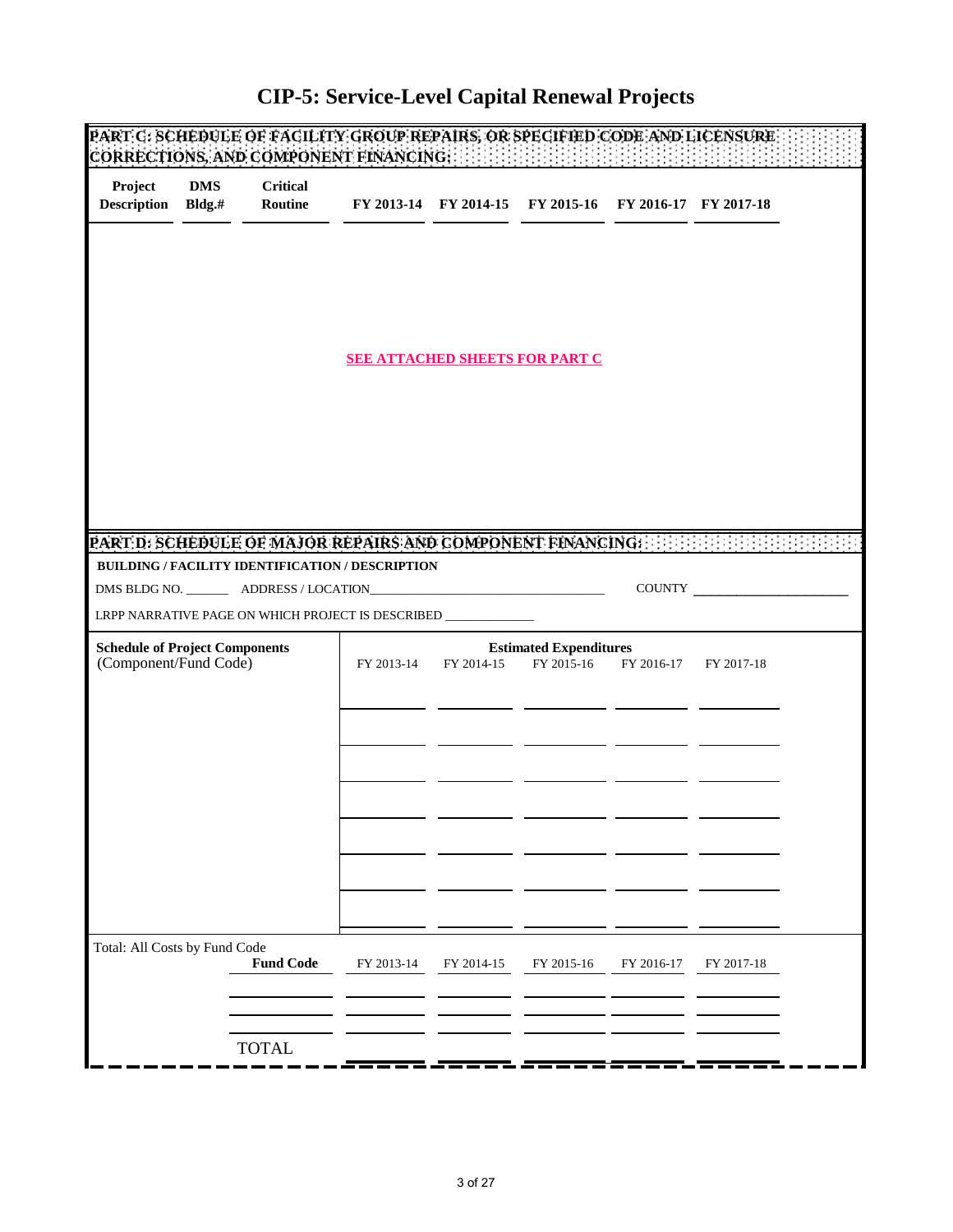# CIP-5: Service-Level Capital Renewal Projects

## PART C: SCHEDULE OF FACILITY GROUP REPAIRS, OR SPECIFIED CODE AND LICENSURE CORRECTIONS, AND COMPONENT FINANCING:

| Project Description | DMS Bldg.# | Critical Routine | FY 2013-14 | FY 2014-15 | FY 2015-16 | FY 2016-17 | FY 2017-18 |
|---|---|---|---|---|---|---|---|

**SEE ATTACHED SHEETS FOR PART C**

## PART D: SCHEDULE OF MAJOR REPAIRS AND COMPONENT FINANCING:

**BUILDING / FACILITY IDENTIFICATION / DESCRIPTION**

DMS BLDG NO. _______ ADDRESS / LOCATION_________________________________ COUNTY _______________________

LRPP NARRATIVE PAGE ON WHICH PROJECT IS DESCRIBED ______________

| Schedule of Project Components (Component/Fund Code) | Estimated Expenditures FY 2013-14 | FY 2014-15 | FY 2015-16 | FY 2016-17 | FY 2017-18 |
|---|---|---|---|---|---|
| | | | | | |
| | | | | | |
| | | | | | |
| | | | | | |
| | | | | | |
| | | | | | |
| | | | | | |

Total: All Costs by Fund Code

| Fund Code | FY 2013-14 | FY 2014-15 | FY 2015-16 | FY 2016-17 | FY 2017-18 |
|---|---|---|---|---|---|
| | | | | | |
| | | | | | |
| TOTAL | | | | | |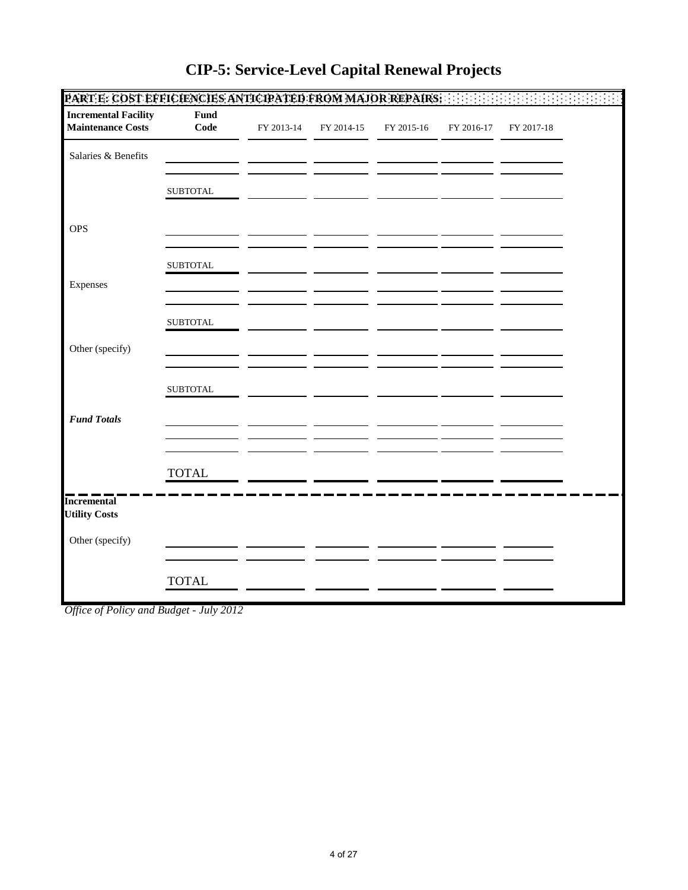# CIP-5: Service-Level Capital Renewal Projects

**PART E: COST EFFICIENCIES ANTICIPATED FROM MAJOR REPAIRS:**

| **Incremental Facility Maintenance Costs** | **Fund Code** | FY 2013-14 | FY 2014-15 | FY 2015-16 | FY 2016-17 | FY 2017-18 |
|---|---|---|---|---|---|---|
| Salaries & Benefits | | | | | | |
| | | | | | | |
| | SUBTOTAL | | | | | |
| OPS | | | | | | |
| | | | | | | |
| | SUBTOTAL | | | | | |
| Expenses | | | | | | |
| | | | | | | |
| | SUBTOTAL | | | | | |
| Other (specify) | | | | | | |
| | | | | | | |
| | SUBTOTAL | | | | | |
| ***Fund Totals*** | | | | | | |
| | | | | | | |
| | | | | | | |
| | TOTAL | | | | | |

| **Incremental Utility Costs** | | | | | | |
|---|---|---|---|---|---|---|
| Other (specify) | | | | | | |
| | | | | | | |
| | TOTAL | | | | | |

*Office of Policy and Budget - July 2012*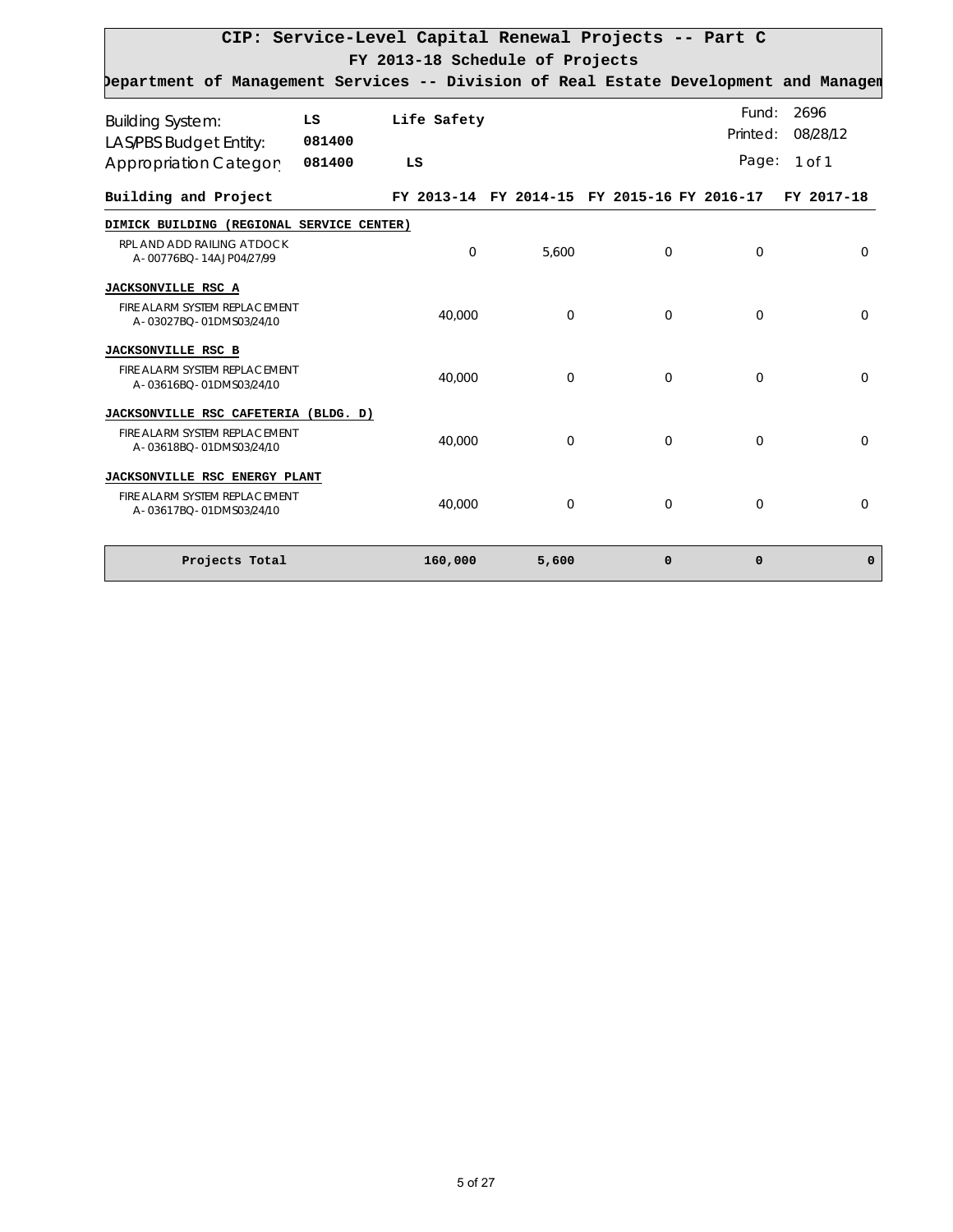# CIP: Service-Level Capital Renewal Projects -- Part C

## FY 2013-18 Schedule of Projects

## Department of Management Services -- Division of Real Estate Development and Managem

| | | | | |
|---|---|---|---|---|
| Building System: | LS | Life Safety | Fund: | 2696 |
| LAS/PBS Budget Entity: | 081400 | | Printed: | 08/28/12 |
| Appropriation Categor | 081400 | LS | Page: | 1 of 1 |

| Building and Project | FY 2013-14 | FY 2014-15 | FY 2015-16 | FY 2016-17 | FY 2017-18 |
|---|---|---|---|---|---|
| **DIMICK BUILDING (REGIONAL SERVICE CENTER)** | | | | | |
| RPL AND ADD RAILING AT DOCK<br>A-00776BQ-14AJP04/27/99 | 0 | 5,600 | 0 | 0 | 0 |
| **JACKSONVILLE RSC A** | | | | | |
| FIRE ALARM SYSTEM REPLACEMENT<br>A-03027BQ-01DMS03/24/10 | 40,000 | 0 | 0 | 0 | 0 |
| **JACKSONVILLE RSC B** | | | | | |
| FIRE ALARM SYSTEM REPLACEMENT<br>A-03616BQ-01DMS03/24/10 | 40,000 | 0 | 0 | 0 | 0 |
| **JACKSONVILLE RSC CAFETERIA (BLDG. D)** | | | | | |
| FIRE ALARM SYSTEM REPLACEMENT<br>A-03618BQ-01DMS03/24/10 | 40,000 | 0 | 0 | 0 | 0 |
| **JACKSONVILLE RSC ENERGY PLANT** | | | | | |
| FIRE ALARM SYSTEM REPLACEMENT<br>A-03617BQ-01DMS03/24/10 | 40,000 | 0 | 0 | 0 | 0 |
| **Projects Total** | **160,000** | **5,600** | **0** | **0** | **0** |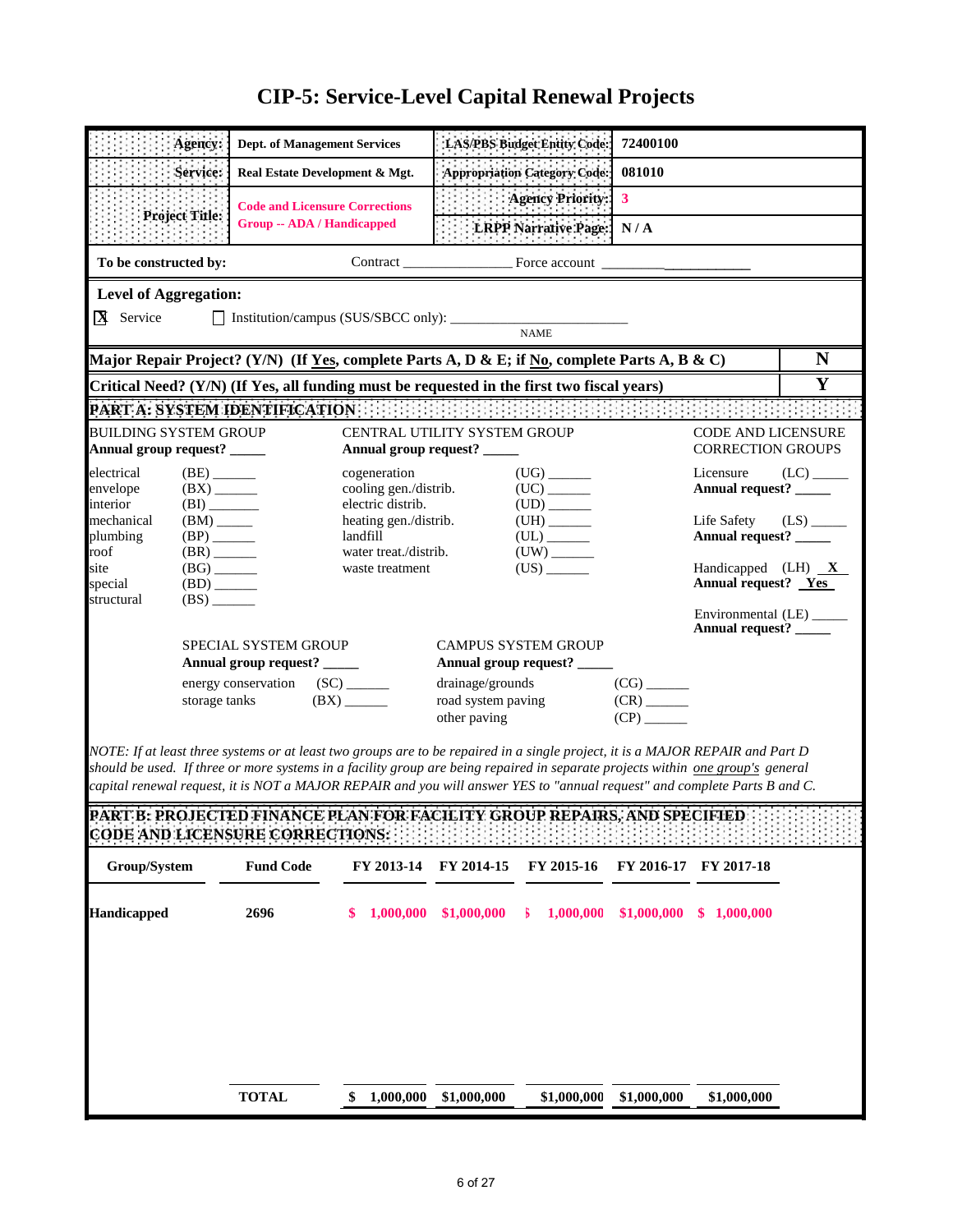# CIP-5: Service-Level Capital Renewal Projects

| | | | |
|---|---|---|---|
| **Agency:** | **Dept. of Management Services** | **LAS/PBS Budget Entity Code:** | **72400100** |
| **Service:** | **Real Estate Development & Mgt.** | **Appropriation Category Code:** | **081010** |
| **Project Title:** | **Code and Licensure Corrections Group -- ADA / Handicapped** | **Agency Priority:** | **3** |
| | | **LRPP Narrative Page:** | **N / A** |

**To be constructed by:** Contract ______________ Force account ____________________

**Level of Aggregation:**

[X] Service [ ] Institution/campus (SUS/SBCC only): ______________________
NAME

| | |
|---|---|
| **Major Repair Project? (Y/N) (If Yes, complete Parts A, D & E; if No, complete Parts A, B & C)** | **N** |
| **Critical Need? (Y/N) (If Yes, all funding must be requested in the first two fiscal years)** | **Y** |

## PART A: SYSTEM IDENTIFICATION

BUILDING SYSTEM GROUP
**Annual group request?** _____

- electrical (BE) ______
- envelope (BX) ______
- interior (BI) ______
- mechanical (BM) ______
- plumbing (BP) ______
- roof (BR) ______
- site (BG) ______
- special (BD) ______
- structural (BS) ______

CENTRAL UTILITY SYSTEM GROUP
**Annual group request?** _____

- cogeneration (UG) ______
- cooling gen./distrib. (UC) ______
- electric distrib. (UD) ______
- heating gen./distrib. (UH) ______
- landfill (UL) ______
- water treat./distrib. (UW) ______
- waste treatment (US) ______

CODE AND LICENSURE CORRECTION GROUPS

- Licensure (LC) _____
  **Annual request?** _____
- Life Safety (LS) _____
  **Annual request?** _____
- Handicapped (LH) X
  **Annual request?** Yes
- Environmental (LE) _____
  **Annual request?** _____

SPECIAL SYSTEM GROUP
**Annual group request?** _____

- energy conservation (SC) ______
- storage tanks (BX) ______

CAMPUS SYSTEM GROUP
**Annual group request?** _____

- drainage/grounds (CG) ______
- road system paving (CR) ______
- other paving (CP) ______

*NOTE: If at least three systems or at least two groups are to be repaired in a single project, it is a MAJOR REPAIR and Part D should be used. If three or more systems in a facility group are being repaired in separate projects within one group's general capital renewal request, it is NOT a MAJOR REPAIR and you will answer YES to "annual request" and complete Parts B and C.*

## PART B: PROJECTED FINANCE PLAN FOR FACILITY GROUP REPAIRS, AND SPECIFIED CODE AND LICENSURE CORRECTIONS:

| Group/System | Fund Code | FY 2013-14 | FY 2014-15 | FY 2015-16 | FY 2016-17 | FY 2017-18 |
|---|---|---|---|---|---|---|
| **Handicapped** | **2696** | $ 1,000,000 | $1,000,000 | $ 1,000,000 | $1,000,000 | $ 1,000,000 |
| | **TOTAL** | $ 1,000,000 | $1,000,000 | $1,000,000 | $1,000,000 | $1,000,000 |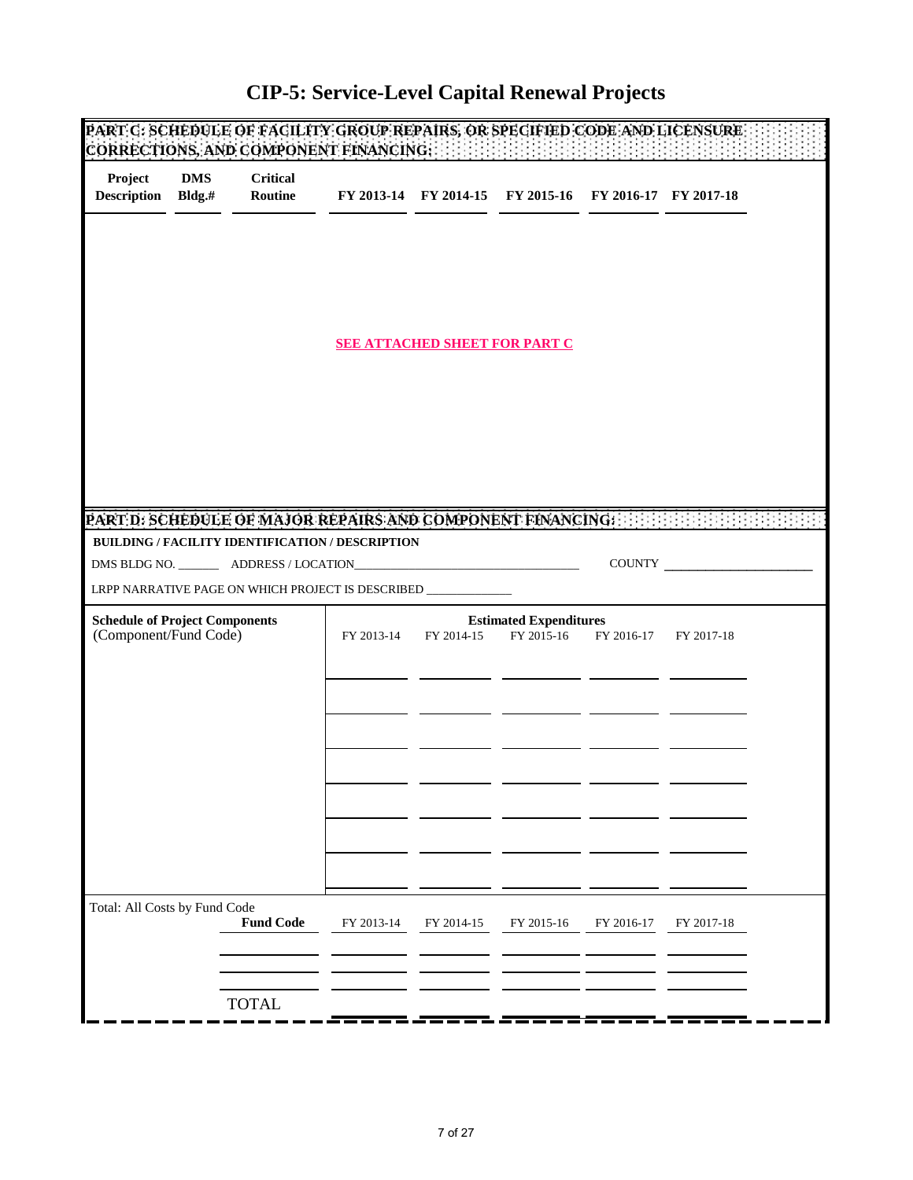# CIP-5: Service-Level Capital Renewal Projects

## PART C: SCHEDULE OF FACILITY GROUP REPAIRS, OR SPECIFIED CODE AND LICENSURE CORRECTIONS, AND COMPONENT FINANCING:

| Project Description | DMS Bldg.# | Critical Routine | FY 2013-14 | FY 2014-15 | FY 2015-16 | FY 2016-17 | FY 2017-18 |
|---|---|---|---|---|---|---|---|

**SEE ATTACHED SHEET FOR PART C**

## PART D: SCHEDULE OF MAJOR REPAIRS AND COMPONENT FINANCING:

**BUILDING / FACILITY IDENTIFICATION / DESCRIPTION**

DMS BLDG NO. _______ ADDRESS / LOCATION_____________________________________ COUNTY ________________________

LRPP NARRATIVE PAGE ON WHICH PROJECT IS DESCRIBED ______________

| Schedule of Project Components (Component/Fund Code) | Estimated Expenditures FY 2013-14 | FY 2014-15 | FY 2015-16 | FY 2016-17 | FY 2017-18 |
|---|---|---|---|---|---|
| | | | | | |
| | | | | | |
| | | | | | |
| | | | | | |
| | | | | | |
| | | | | | |
| | | | | | |

Total: All Costs by Fund Code

| Fund Code | FY 2013-14 | FY 2014-15 | FY 2015-16 | FY 2016-17 | FY 2017-18 |
|---|---|---|---|---|---|
| | | | | | |
| | | | | | |
| TOTAL | | | | | |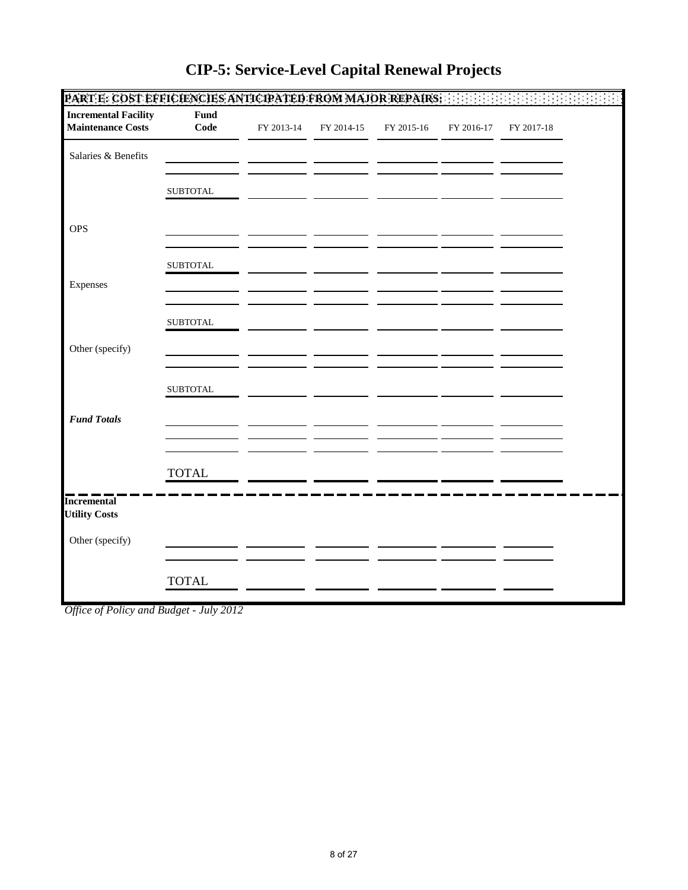# CIP-5: Service-Level Capital Renewal Projects

**PART E: COST EFFICIENCIES ANTICIPATED FROM MAJOR REPAIRS:**

| **Incremental Facility Maintenance Costs** | **Fund Code** | FY 2013-14 | FY 2014-15 | FY 2015-16 | FY 2016-17 | FY 2017-18 |
|---|---|---|---|---|---|---|
| Salaries & Benefits | | | | | | |
| | | | | | | |
| | SUBTOTAL | | | | | |
| OPS | | | | | | |
| | | | | | | |
| | SUBTOTAL | | | | | |
| Expenses | | | | | | |
| | | | | | | |
| | SUBTOTAL | | | | | |
| Other (specify) | | | | | | |
| | | | | | | |
| | SUBTOTAL | | | | | |
| ***Fund Totals*** | | | | | | |
| | | | | | | |
| | | | | | | |
| | TOTAL | | | | | |

| **Incremental Utility Costs** | | | | | | |
|---|---|---|---|---|---|---|
| Other (specify) | | | | | | |
| | | | | | | |
| | TOTAL | | | | | |

*Office of Policy and Budget - July 2012*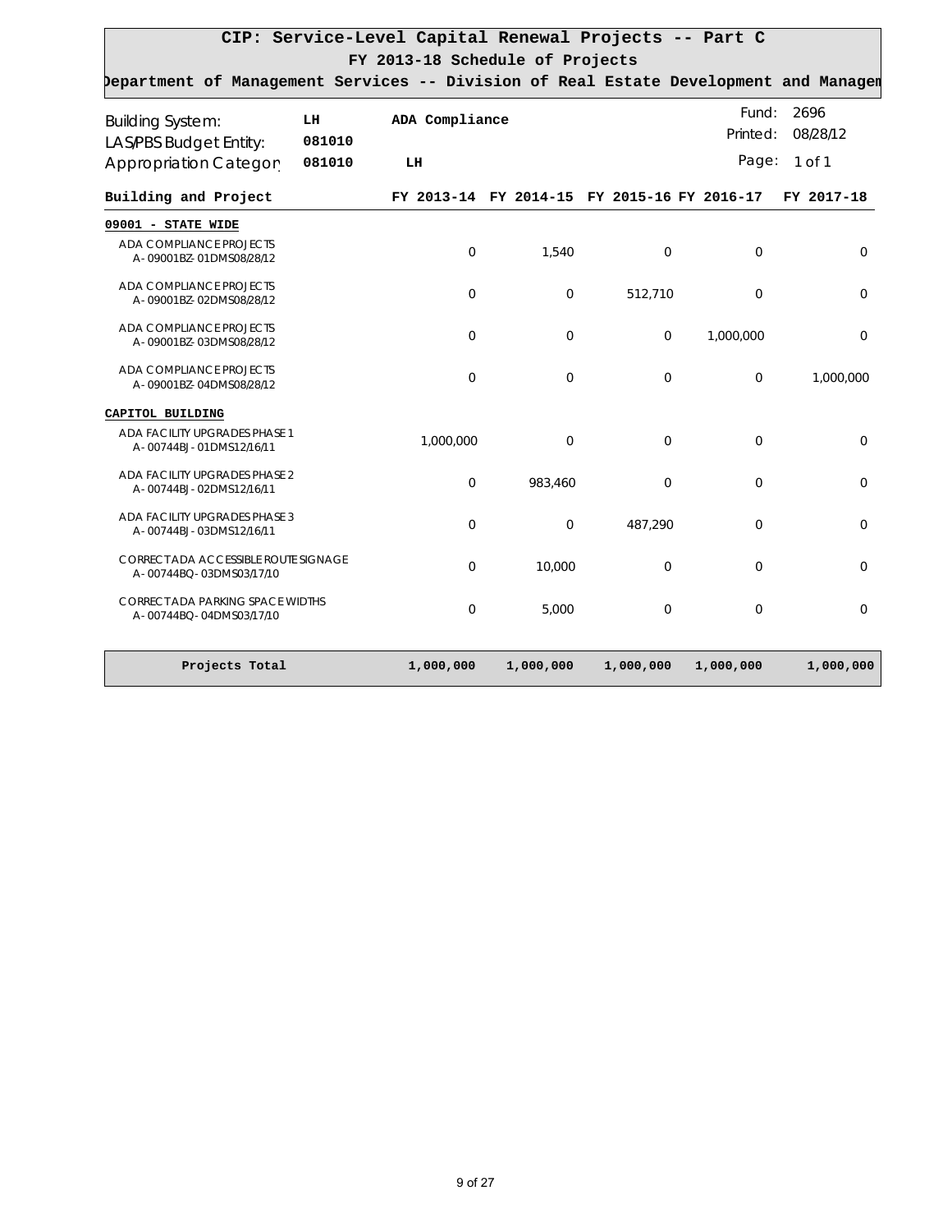# CIP: Service-Level Capital Renewal Projects -- Part C

## FY 2013-18 Schedule of Projects

### Department of Management Services -- Division of Real Estate Development and Managem

| | | | | |
|---|---|---|---|---|
| Building System: | LH | ADA Compliance | Fund: | 2696 |
| LAS/PBS Budget Entity: | 081010 | | Printed: | 08/28/12 |
| Appropriation Categor | 081010 | LH | Page: | 1 of 1 |

| Building and Project | FY 2013-14 | FY 2014-15 | FY 2015-16 | FY 2016-17 | FY 2017-18 |
|---|---|---|---|---|---|
| **09001 - STATE WIDE** | | | | | |
| ADA COMPLIANCE PROJECTS<br>A-09001BZ-01DMS08/28/12 | 0 | 1,540 | 0 | 0 | 0 |
| ADA COMPLIANCE PROJECTS<br>A-09001BZ-02DMS08/28/12 | 0 | 0 | 512,710 | 0 | 0 |
| ADA COMPLIANCE PROJECTS<br>A-09001BZ-03DMS08/28/12 | 0 | 0 | 0 | 1,000,000 | 0 |
| ADA COMPLIANCE PROJECTS<br>A-09001BZ-04DMS08/28/12 | 0 | 0 | 0 | 0 | 1,000,000 |
| **CAPITOL BUILDING** | | | | | |
| ADA FACILITY UPGRADES PHASE 1<br>A-00744BJ-01DMS12/16/11 | 1,000,000 | 0 | 0 | 0 | 0 |
| ADA FACILITY UPGRADES PHASE 2<br>A-00744BJ-02DMS12/16/11 | 0 | 983,460 | 0 | 0 | 0 |
| ADA FACILITY UPGRADES PHASE 3<br>A-00744BJ-03DMS12/16/11 | 0 | 0 | 487,290 | 0 | 0 |
| CORRECT ADA ACCESSIBLE ROUTE SIGNAGE<br>A-00744BQ-03DMS03/17/10 | 0 | 10,000 | 0 | 0 | 0 |
| CORRECT ADA PARKING SPACE WIDTHS<br>A-00744BQ-04DMS03/17/10 | 0 | 5,000 | 0 | 0 | 0 |
| **Projects Total** | **1,000,000** | **1,000,000** | **1,000,000** | **1,000,000** | **1,000,000** |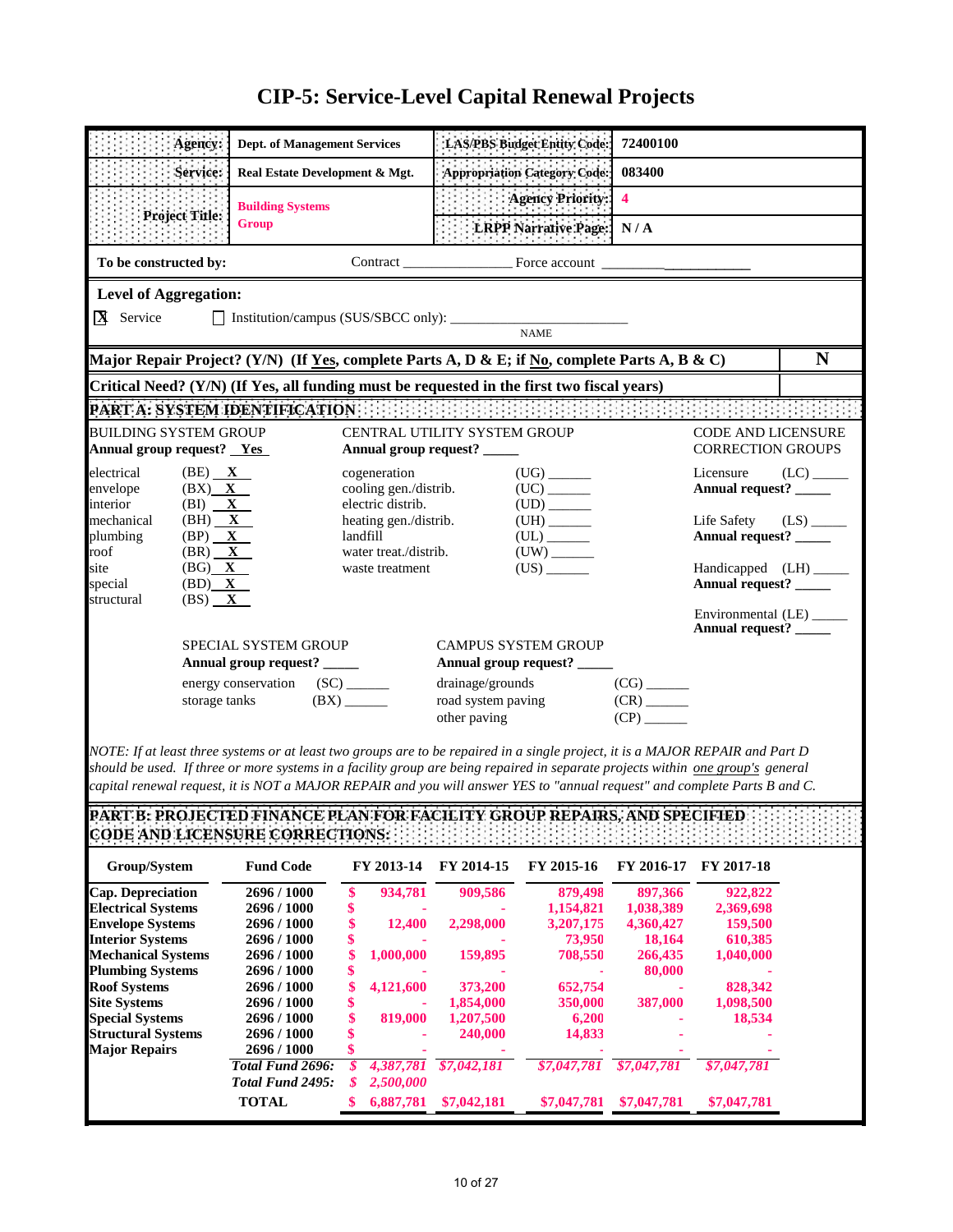# CIP-5: Service-Level Capital Renewal Projects

| | | | |
|---|---|---|---|
| **Agency:** | **Dept. of Management Services** | **LAS/PBS Budget Entity Code:** | **72400100** |
| **Service:** | **Real Estate Development & Mgt.** | **Appropriation Category Code:** | **083400** |
| **Project Title:** | **Building Systems Group** | **Agency Priority:** | **4** |
| | | **LRPP Narrative Page:** | **N / A** |

**To be constructed by:** Contract _______________ Force account ____________________

**Level of Aggregation:**

[X] Service [ ] Institution/campus (SUS/SBCC only): ______________________ NAME

**Major Repair Project? (Y/N) (If Yes, complete Parts A, D & E; if No, complete Parts A, B & C)** **N**

**Critical Need? (Y/N) (If Yes, all funding must be requested in the first two fiscal years)**

## PART A: SYSTEM IDENTIFICATION

BUILDING SYSTEM GROUP
**Annual group request?** Yes

- electrical (BE) X
- envelope (BX) X
- interior (BI) X
- mechanical (BH) X
- plumbing (BP) X
- roof (BR) X
- site (BG) X
- special (BD) X
- structural (BS) X

CENTRAL UTILITY SYSTEM GROUP
**Annual group request?** _____

- cogeneration (UG) ______
- cooling gen./distrib. (UC) ______
- electric distrib. (UD) ______
- heating gen./distrib. (UH) ______
- landfill (UL) ______
- water treat./distrib. (UW) ______
- waste treatment (US) ______

CODE AND LICENSURE CORRECTION GROUPS

- Licensure (LC) _____ **Annual request?** _____
- Life Safety (LS) _____ **Annual request?** _____
- Handicapped (LH) _____ **Annual request?** _____
- Environmental (LE) _____ **Annual request?** _____

SPECIAL SYSTEM GROUP
**Annual group request?** _____

- energy conservation (SC) ______
- storage tanks (BX) ______

CAMPUS SYSTEM GROUP
**Annual group request?** _____

- drainage/grounds (CG) ______
- road system paving (CR) ______
- other paving (CP) ______

*NOTE: If at least three systems or at least two groups are to be repaired in a single project, it is a MAJOR REPAIR and Part D should be used. If three or more systems in a facility group are being repaired in separate projects within one group's general capital renewal request, it is NOT a MAJOR REPAIR and you will answer YES to "annual request" and complete Parts B and C.*

## PART B: PROJECTED FINANCE PLAN FOR FACILITY GROUP REPAIRS, AND SPECIFIED CODE AND LICENSURE CORRECTIONS:

| Group/System | Fund Code | FY 2013-14 | FY 2014-15 | FY 2015-16 | FY 2016-17 | FY 2017-18 |
|---|---|---|---|---|---|---|
| **Cap. Depreciation** | 2696 / 1000 | $ 934,781 | 909,586 | 879,498 | 897,366 | 922,822 |
| **Electrical Systems** | 2696 / 1000 | $ - | - | 1,154,821 | 1,038,389 | 2,369,698 |
| **Envelope Systems** | 2696 / 1000 | $ 12,400 | 2,298,000 | 3,207,175 | 4,360,427 | 159,500 |
| **Interior Systems** | 2696 / 1000 | $ - | - | 73,950 | 18,164 | 610,385 |
| **Mechanical Systems** | 2696 / 1000 | $ 1,000,000 | 159,895 | 708,550 | 266,435 | 1,040,000 |
| **Plumbing Systems** | 2696 / 1000 | $ - | - | - | 80,000 | - |
| **Roof Systems** | 2696 / 1000 | $ 4,121,600 | 373,200 | 652,754 | - | 828,342 |
| **Site Systems** | 2696 / 1000 | $ - | 1,854,000 | 350,000 | 387,000 | 1,098,500 |
| **Special Systems** | 2696 / 1000 | $ 819,000 | 1,207,500 | 6,200 | - | 18,534 |
| **Structural Systems** | 2696 / 1000 | $ - | 240,000 | 14,833 | - | - |
| **Major Repairs** | 2696 / 1000 | $ - | - | - | - | - |
| | ***Total Fund 2696:*** | ***$ 4,387,781*** | ***$7,042,181*** | ***$7,047,781*** | ***$7,047,781*** | ***$7,047,781*** |
| | ***Total Fund 2495:*** | ***$ 2,500,000*** | | | | |
| | **TOTAL** | **$ 6,887,781** | **$7,042,181** | **$7,047,781** | **$7,047,781** | **$7,047,781** |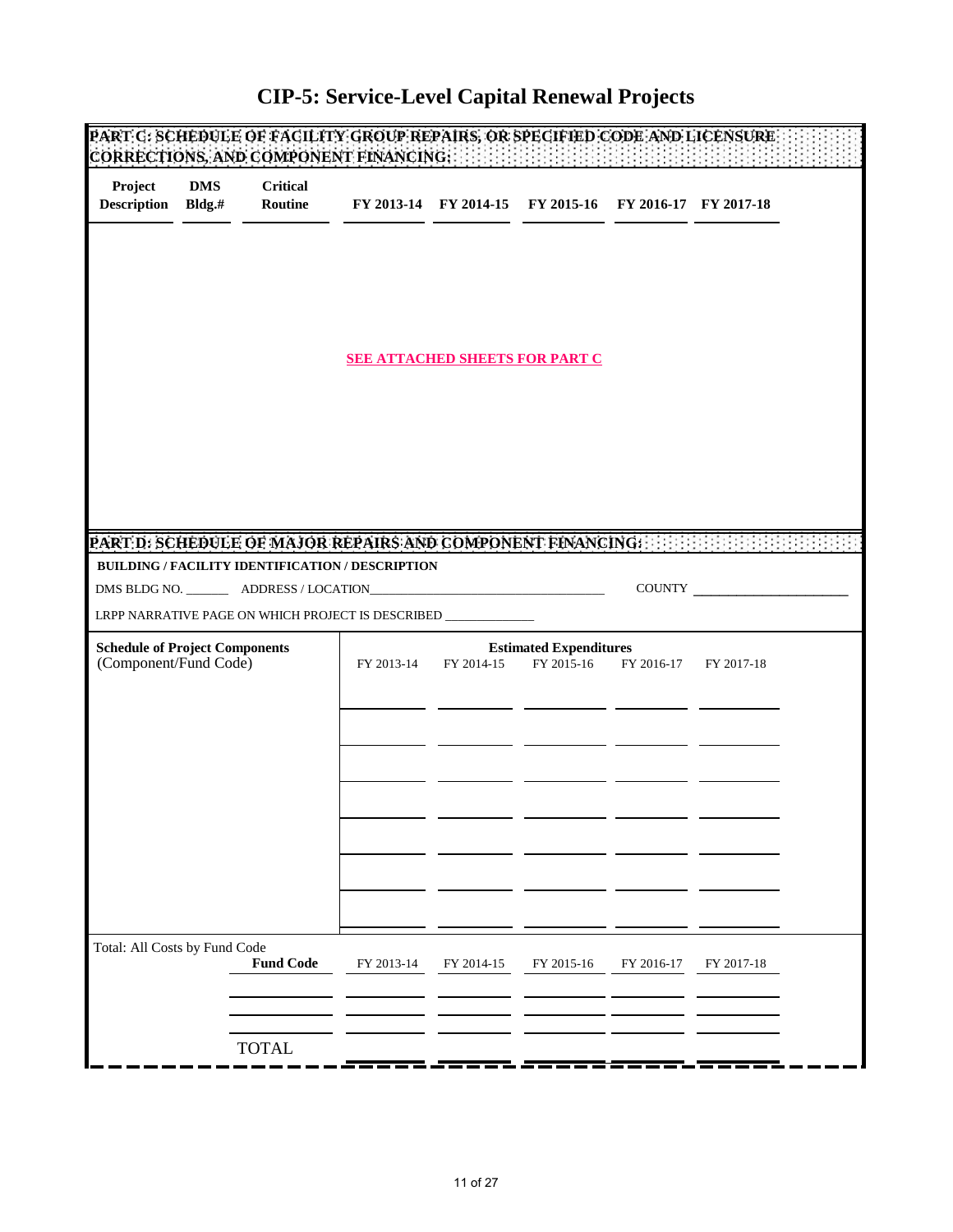# CIP-5: Service-Level Capital Renewal Projects

## PART C: SCHEDULE OF FACILITY GROUP REPAIRS, OR SPECIFIED CODE AND LICENSURE CORRECTIONS, AND COMPONENT FINANCING:

| Project Description | DMS Bldg.# | Critical Routine | FY 2013-14 | FY 2014-15 | FY 2015-16 | FY 2016-17 | FY 2017-18 |
|---|---|---|---|---|---|---|---|

**SEE ATTACHED SHEETS FOR PART C**

## PART D: SCHEDULE OF MAJOR REPAIRS AND COMPONENT FINANCING:

**BUILDING / FACILITY IDENTIFICATION / DESCRIPTION**

DMS BLDG NO. _______ ADDRESS / LOCATION_________________________________ COUNTY ______________________

LRPP NARRATIVE PAGE ON WHICH PROJECT IS DESCRIBED ______________

| **Schedule of Project Components** (Component/Fund Code) | **Estimated Expenditures** FY 2013-14 | FY 2014-15 | FY 2015-16 | FY 2016-17 | FY 2017-18 |
|---|---|---|---|---|---|
| | | | | | |
| | | | | | |
| | | | | | |
| | | | | | |
| | | | | | |
| | | | | | |
| | | | | | |

Total: All Costs by Fund Code

| **Fund Code** | FY 2013-14 | FY 2014-15 | FY 2015-16 | FY 2016-17 | FY 2017-18 |
|---|---|---|---|---|---|
| | | | | | |
| | | | | | |
| TOTAL | | | | | |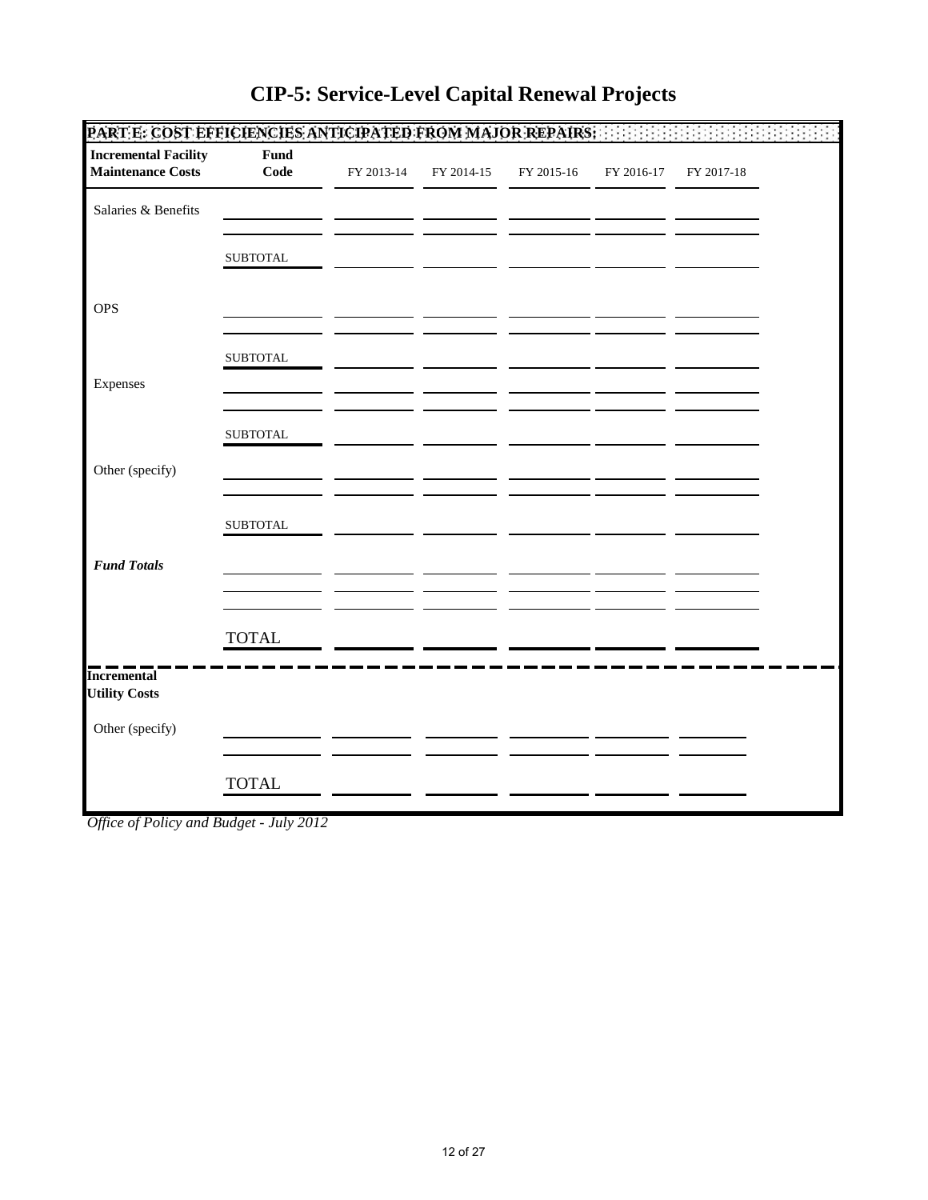# CIP-5: Service-Level Capital Renewal Projects

**PART E: COST EFFICIENCIES ANTICIPATED FROM MAJOR REPAIRS:**

| Incremental Facility Maintenance Costs | Fund Code | FY 2013-14 | FY 2014-15 | FY 2015-16 | FY 2016-17 | FY 2017-18 |
|---|---|---|---|---|---|---|
| Salaries & Benefits | | | | | | |
| | | | | | | |
| | SUBTOTAL | | | | | |
| OPS | | | | | | |
| | | | | | | |
| | SUBTOTAL | | | | | |
| Expenses | | | | | | |
| | | | | | | |
| | SUBTOTAL | | | | | |
| Other (specify) | | | | | | |
| | | | | | | |
| | SUBTOTAL | | | | | |
| ***Fund Totals*** | | | | | | |
| | | | | | | |
| | | | | | | |
| | TOTAL | | | | | |

| Incremental Utility Costs | | | | | | |
|---|---|---|---|---|---|---|
| Other (specify) | | | | | | |
| | | | | | | |
| | TOTAL | | | | | |

*Office of Policy and Budget - July 2012*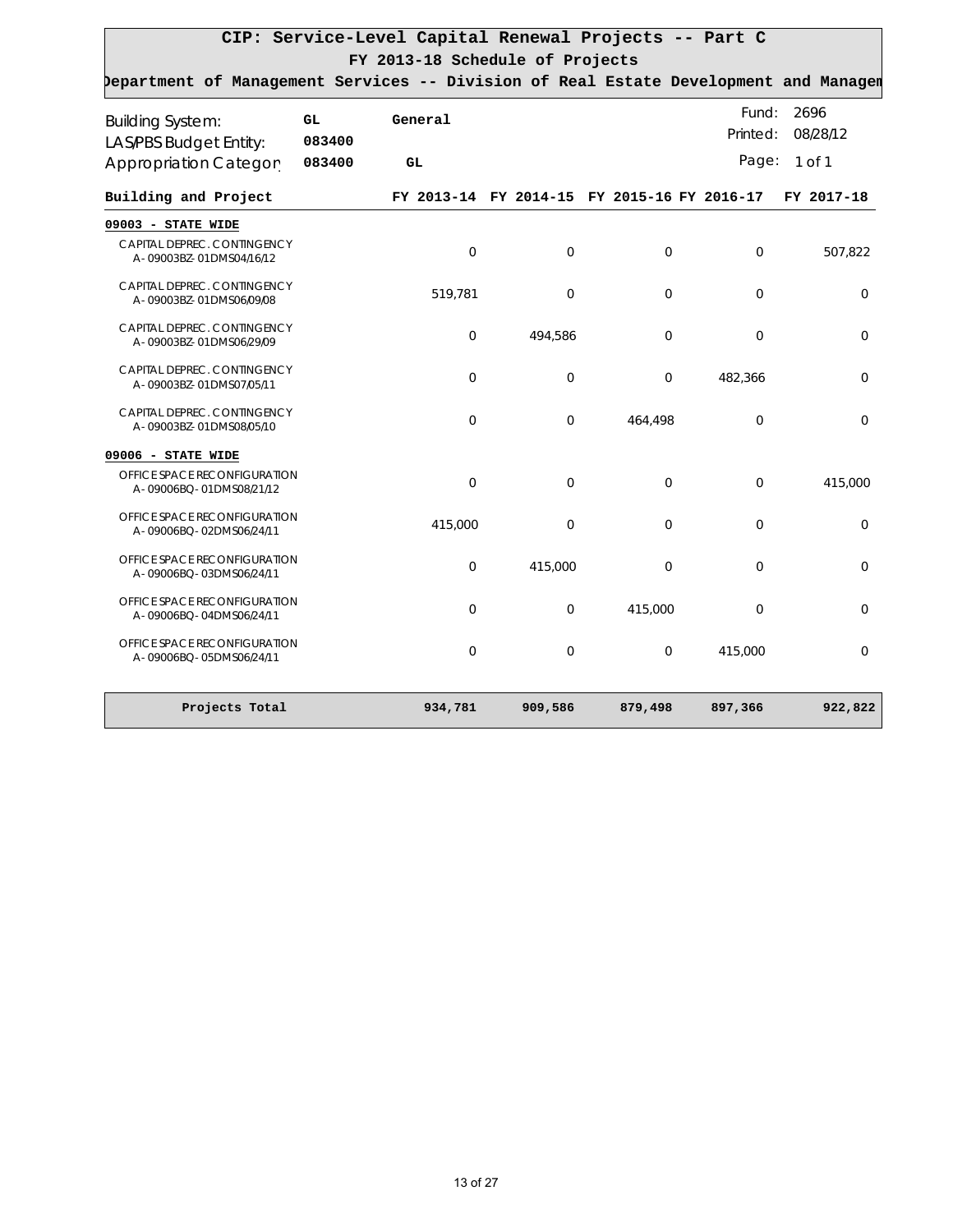# CIP: Service-Level Capital Renewal Projects -- Part C

## FY 2013-18 Schedule of Projects

### Department of Management Services -- Division of Real Estate Development and Managem

| | | | | |
|---|---|---|---|---|
| Building System: | GL | General | Fund: | 2696 |
| LAS/PBS Budget Entity: | 083400 | | Printed: | 08/28/12 |
| Appropriation Category | 083400 | GL | Page: | 1 of 1 |

| Building and Project | FY 2013-14 | FY 2014-15 | FY 2015-16 | FY 2016-17 | FY 2017-18 |
|---|---|---|---|---|---|
| **09003 - STATE WIDE** | | | | | |
| CAPITAL DEPREC. CONTINGENCY A-09003BZ-01DMS04/16/12 | 0 | 0 | 0 | 0 | 507,822 |
| CAPITAL DEPREC. CONTINGENCY A-09003BZ-01DMS06/09/08 | 519,781 | 0 | 0 | 0 | 0 |
| CAPITAL DEPREC. CONTINGENCY A-09003BZ-01DMS06/29/09 | 0 | 494,586 | 0 | 0 | 0 |
| CAPITAL DEPREC. CONTINGENCY A-09003BZ-01DMS07/05/11 | 0 | 0 | 0 | 482,366 | 0 |
| CAPITAL DEPREC. CONTINGENCY A-09003BZ-01DMS08/05/10 | 0 | 0 | 464,498 | 0 | 0 |
| **09006 - STATE WIDE** | | | | | |
| OFFICE SPACE RECONFIGURATION A-09006BQ-01DMS08/21/12 | 0 | 0 | 0 | 0 | 415,000 |
| OFFICE SPACE RECONFIGURATION A-09006BQ-02DMS06/24/11 | 415,000 | 0 | 0 | 0 | 0 |
| OFFICE SPACE RECONFIGURATION A-09006BQ-03DMS06/24/11 | 0 | 415,000 | 0 | 0 | 0 |
| OFFICE SPACE RECONFIGURATION A-09006BQ-04DMS06/24/11 | 0 | 0 | 415,000 | 0 | 0 |
| OFFICE SPACE RECONFIGURATION A-09006BQ-05DMS06/24/11 | 0 | 0 | 0 | 415,000 | 0 |
| **Projects Total** | **934,781** | **909,586** | **879,498** | **897,366** | **922,822** |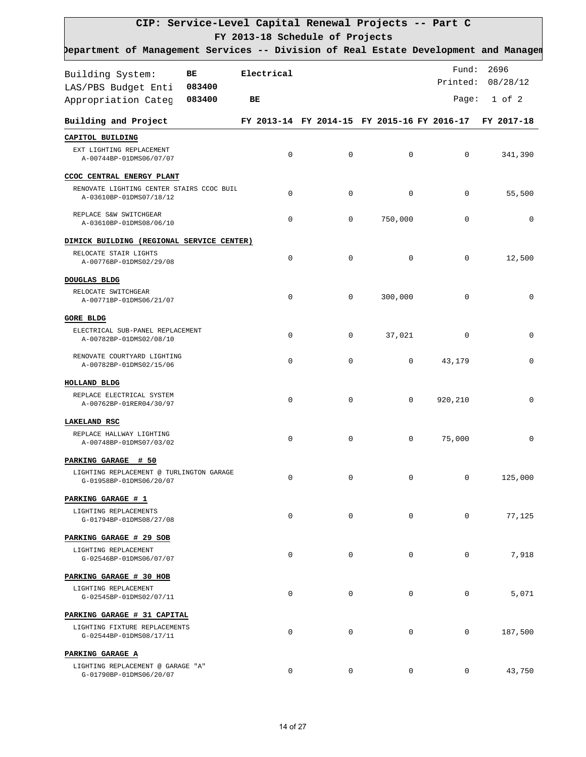# CIP: Service-Level Capital Renewal Projects -- Part C

**FY 2013-18 Schedule of Projects**

**Department of Management Services -- Division of Real Estate Development and Managem**

| | | | | |
|---|---|---|---|---|
| Building System: | BE | Electrical | Fund: | 2696 |
| LAS/PBS Budget Enti | 083400 | | Printed: | 08/28/12 |
| Appropriation Categ | 083400 | BE | Page: | 1 of 2 |

| Building and Project | FY 2013-14 | FY 2014-15 | FY 2015-16 | FY 2016-17 | FY 2017-18 |
|---|---|---|---|---|---|
| **CAPITOL BUILDING** | | | | | |
| EXT LIGHTING REPLACEMENT<br>A-00744BP-01DMS06/07/07 | 0 | 0 | 0 | 0 | 341,390 |
| **CCOC CENTRAL ENERGY PLANT** | | | | | |
| RENOVATE LIGHTING CENTER STAIRS CCOC BUIL<br>A-03610BP-01DMS07/18/12 | 0 | 0 | 0 | 0 | 55,500 |
| REPLACE S&W SWITCHGEAR<br>A-03610BP-01DMS08/06/10 | 0 | 0 | 750,000 | 0 | 0 |
| **DIMICK BUILDING (REGIONAL SERVICE CENTER)** | | | | | |
| RELOCATE STAIR LIGHTS<br>A-00776BP-01DMS02/29/08 | 0 | 0 | 0 | 0 | 12,500 |
| **DOUGLAS BLDG** | | | | | |
| RELOCATE SWITCHGEAR<br>A-00771BP-01DMS06/21/07 | 0 | 0 | 300,000 | 0 | 0 |
| **GORE BLDG** | | | | | |
| ELECTRICAL SUB-PANEL REPLACEMENT<br>A-00782BP-01DMS02/08/10 | 0 | 0 | 37,021 | 0 | 0 |
| RENOVATE COURTYARD LIGHTING<br>A-00782BP-01DMS02/15/06 | 0 | 0 | 0 | 43,179 | 0 |
| **HOLLAND BLDG** | | | | | |
| REPLACE ELECTRICAL SYSTEM<br>A-00762BP-01RER04/30/97 | 0 | 0 | 0 | 920,210 | 0 |
| **LAKELAND RSC** | | | | | |
| REPLACE HALLWAY LIGHTING<br>A-00748BP-01DMS07/03/02 | 0 | 0 | 0 | 75,000 | 0 |
| **PARKING GARAGE # 50** | | | | | |
| LIGHTING REPLACEMENT @ TURLINGTON GARAGE<br>G-01958BP-01DMS06/20/07 | 0 | 0 | 0 | 0 | 125,000 |
| **PARKING GARAGE # 1** | | | | | |
| LIGHTING REPLACEMENTS<br>G-01794BP-01DMS08/27/08 | 0 | 0 | 0 | 0 | 77,125 |
| **PARKING GARAGE # 29 SOB** | | | | | |
| LIGHTING REPLACEMENT<br>G-02546BP-01DMS06/07/07 | 0 | 0 | 0 | 0 | 7,918 |
| **PARKING GARAGE # 30 HOB** | | | | | |
| LIGHTING REPLACEMENT<br>G-02545BP-01DMS02/07/11 | 0 | 0 | 0 | 0 | 5,071 |
| **PARKING GARAGE # 31 CAPITAL** | | | | | |
| LIGHTING FIXTURE REPLACEMENTS<br>G-02544BP-01DMS08/17/11 | 0 | 0 | 0 | 0 | 187,500 |
| **PARKING GARAGE A** | | | | | |
| LIGHTING REPLACEMENT @ GARAGE "A"<br>G-01790BP-01DMS06/20/07 | 0 | 0 | 0 | 0 | 43,750 |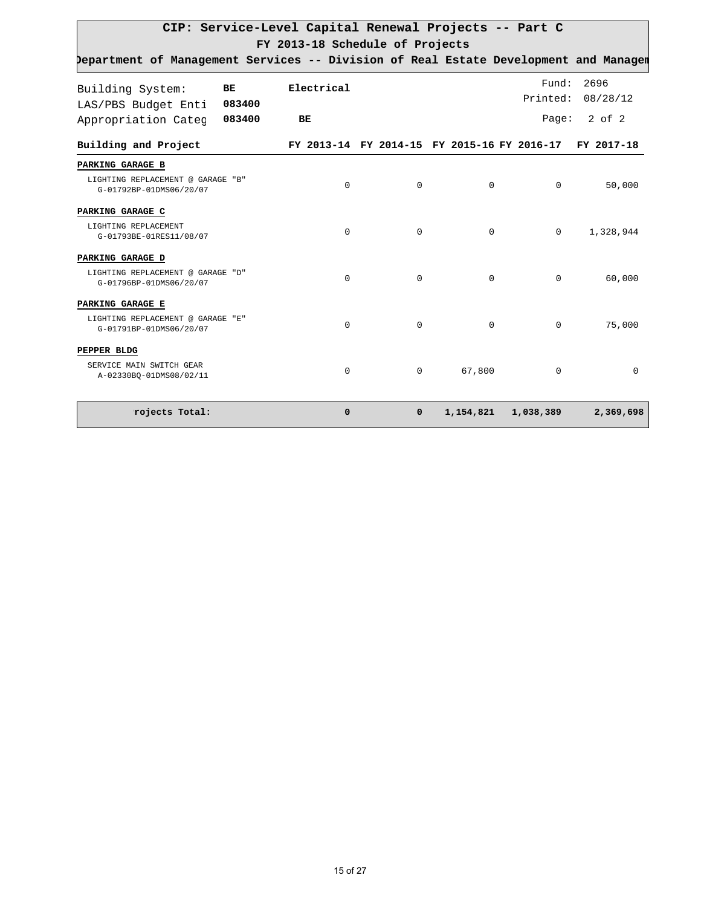# CIP: Service-Level Capital Renewal Projects -- Part C

## FY 2013-18 Schedule of Projects

**Department of Management Services -- Division of Real Estate Development and Managem**

| | | | | |
|---|---|---|---|---|
| Building System: | **BE** | **Electrical** | Fund: | 2696 |
| LAS/PBS Budget Enti | **083400** | | Printed: | 08/28/12 |
| Appropriation Categ | **083400** | **BE** | Page: | 2 of 2 |

| Building and Project | FY 2013-14 | FY 2014-15 | FY 2015-16 | FY 2016-17 | FY 2017-18 |
|---|---|---|---|---|---|
| **PARKING GARAGE B** | | | | | |
| LIGHTING REPLACEMENT @ GARAGE "B" G-01792BP-01DMS06/20/07 | 0 | 0 | 0 | 0 | 50,000 |
| **PARKING GARAGE C** | | | | | |
| LIGHTING REPLACEMENT G-01793BE-01RES11/08/07 | 0 | 0 | 0 | 0 | 1,328,944 |
| **PARKING GARAGE D** | | | | | |
| LIGHTING REPLACEMENT @ GARAGE "D" G-01796BP-01DMS06/20/07 | 0 | 0 | 0 | 0 | 60,000 |
| **PARKING GARAGE E** | | | | | |
| LIGHTING REPLACEMENT @ GARAGE "E" G-01791BP-01DMS06/20/07 | 0 | 0 | 0 | 0 | 75,000 |
| **PEPPER BLDG** | | | | | |
| SERVICE MAIN SWITCH GEAR A-02330BQ-01DMS08/02/11 | 0 | 0 | 67,800 | 0 | 0 |
| **rojects Total:** | **0** | **0** | **1,154,821** | **1,038,389** | **2,369,698** |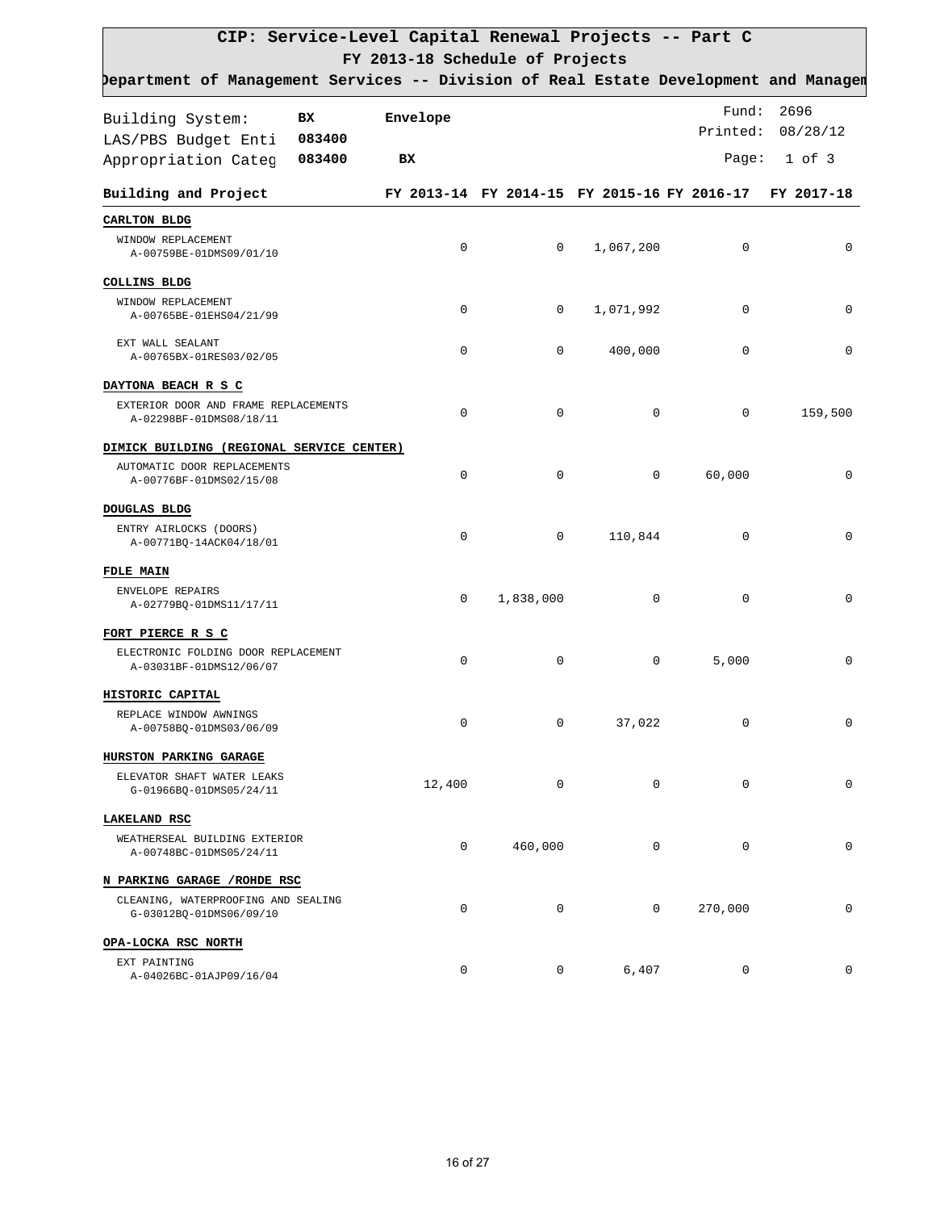# CIP: Service-Level Capital Renewal Projects -- Part C

FY 2013-18 Schedule of Projects

Department of Management Services -- Division of Real Estate Development and Managem

| | | | | |
|---|---|---|---|---|
| Building System: | **BX** | **Envelope** | Fund: | 2696 |
| LAS/PBS Budget Enti | **083400** | | Printed: | 08/28/12 |
| Appropriation Categ | **083400** | **BX** | Page: | 1 of 3 |

| Building and Project | FY 2013-14 | FY 2014-15 | FY 2015-16 | FY 2016-17 | FY 2017-18 |
|---|---|---|---|---|---|
| **CARLTON BLDG** | | | | | |
| WINDOW REPLACEMENT A-00759BE-01DMS09/01/10 | 0 | 0 | 1,067,200 | 0 | 0 |
| **COLLINS BLDG** | | | | | |
| WINDOW REPLACEMENT A-00765BE-01EHS04/21/99 | 0 | 0 | 1,071,992 | 0 | 0 |
| EXT WALL SEALANT A-00765BX-01RES03/02/05 | 0 | 0 | 400,000 | 0 | 0 |
| **DAYTONA BEACH R S C** | | | | | |
| EXTERIOR DOOR AND FRAME REPLACEMENTS A-02298BF-01DMS08/18/11 | 0 | 0 | 0 | 0 | 159,500 |
| **DIMICK BUILDING (REGIONAL SERVICE CENTER)** | | | | | |
| AUTOMATIC DOOR REPLACEMENTS A-00776BF-01DMS02/15/08 | 0 | 0 | 0 | 60,000 | 0 |
| **DOUGLAS BLDG** | | | | | |
| ENTRY AIRLOCKS (DOORS) A-00771BQ-14ACK04/18/01 | 0 | 0 | 110,844 | 0 | 0 |
| **FDLE MAIN** | | | | | |
| ENVELOPE REPAIRS A-02779BQ-01DMS11/17/11 | 0 | 1,838,000 | 0 | 0 | 0 |
| **FORT PIERCE R S C** | | | | | |
| ELECTRONIC FOLDING DOOR REPLACEMENT A-03031BF-01DMS12/06/07 | 0 | 0 | 0 | 5,000 | 0 |
| **HISTORIC CAPITAL** | | | | | |
| REPLACE WINDOW AWNINGS A-00758BQ-01DMS03/06/09 | 0 | 0 | 37,022 | 0 | 0 |
| **HURSTON PARKING GARAGE** | | | | | |
| ELEVATOR SHAFT WATER LEAKS G-01966BQ-01DMS05/24/11 | 12,400 | 0 | 0 | 0 | 0 |
| **LAKELAND RSC** | | | | | |
| WEATHERSEAL BUILDING EXTERIOR A-00748BC-01DMS05/24/11 | 0 | 460,000 | 0 | 0 | 0 |
| **N PARKING GARAGE /ROHDE RSC** | | | | | |
| CLEANING, WATERPROOFING AND SEALING G-03012BQ-01DMS06/09/10 | 0 | 0 | 0 | 270,000 | 0 |
| **OPA-LOCKA RSC NORTH** | | | | | |
| EXT PAINTING A-04026BC-01AJP09/16/04 | 0 | 0 | 6,407 | 0 | 0 |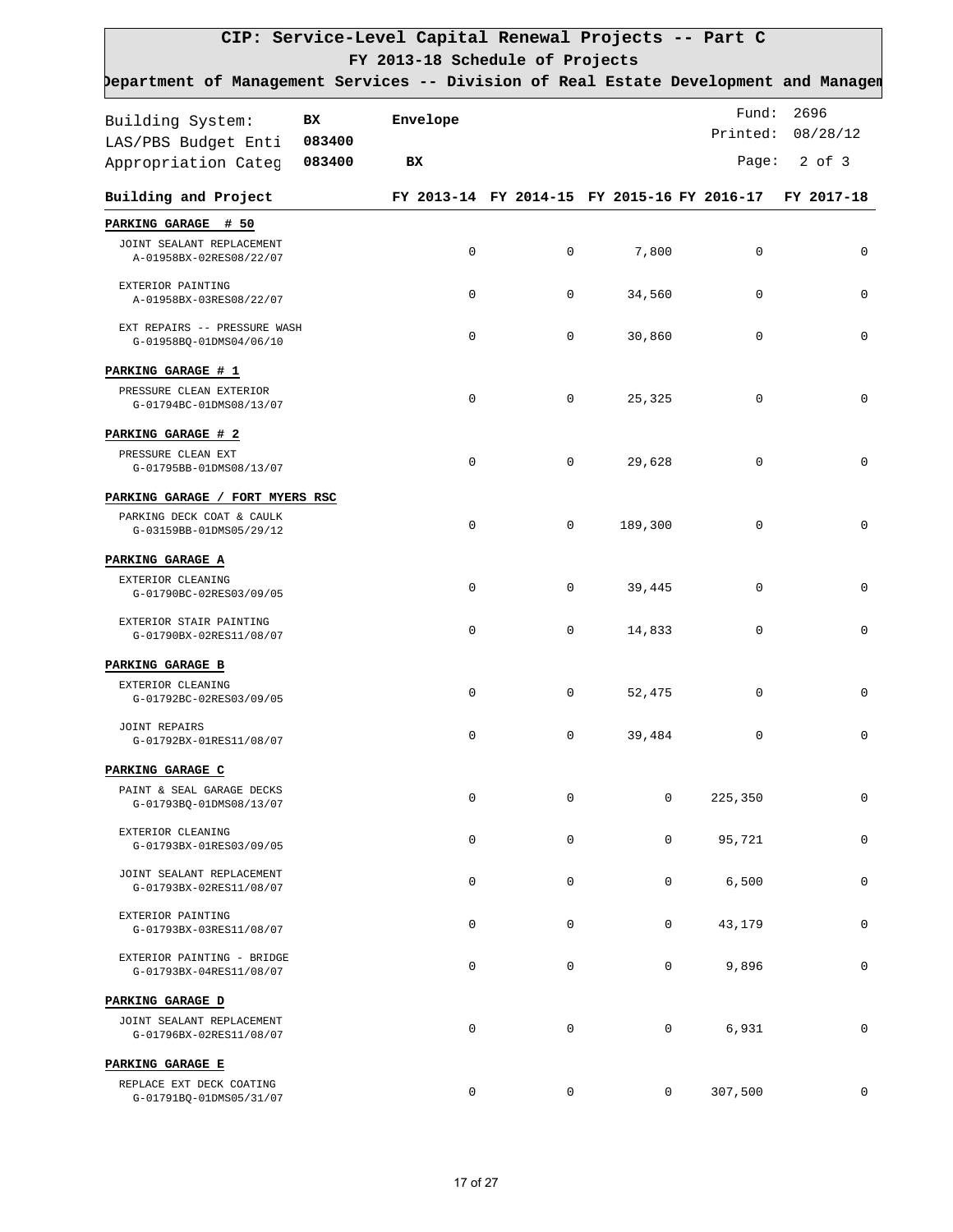# CIP: Service-Level Capital Renewal Projects -- Part C

**FY 2013-18 Schedule of Projects**

**Department of Management Services -- Division of Real Estate Development and Managem**

| | | | | |
|---|---|---|---|---|
| Building System: | **BX** | **Envelope** | Fund: | 2696 |
| LAS/PBS Budget Enti | **083400** | | Printed: | 08/28/12 |
| Appropriation Categ | **083400** | **BX** | Page: | 2 of 3 |

| Building and Project | FY 2013-14 | FY 2014-15 | FY 2015-16 | FY 2016-17 | FY 2017-18 |
|---|---|---|---|---|---|
| **PARKING GARAGE # 50** | | | | | |
| JOINT SEALANT REPLACEMENT A-01958BX-02RES08/22/07 | 0 | 0 | 7,800 | 0 | 0 |
| EXTERIOR PAINTING A-01958BX-03RES08/22/07 | 0 | 0 | 34,560 | 0 | 0 |
| EXT REPAIRS -- PRESSURE WASH G-01958BQ-01DMS04/06/10 | 0 | 0 | 30,860 | 0 | 0 |
| **PARKING GARAGE # 1** | | | | | |
| PRESSURE CLEAN EXTERIOR G-01794BC-01DMS08/13/07 | 0 | 0 | 25,325 | 0 | 0 |
| **PARKING GARAGE # 2** | | | | | |
| PRESSURE CLEAN EXT G-01795BB-01DMS08/13/07 | 0 | 0 | 29,628 | 0 | 0 |
| **PARKING GARAGE / FORT MYERS RSC** | | | | | |
| PARKING DECK COAT & CAULK G-03159BB-01DMS05/29/12 | 0 | 0 | 189,300 | 0 | 0 |
| **PARKING GARAGE A** | | | | | |
| EXTERIOR CLEANING G-01790BC-02RES03/09/05 | 0 | 0 | 39,445 | 0 | 0 |
| EXTERIOR STAIR PAINTING G-01790BX-02RES11/08/07 | 0 | 0 | 14,833 | 0 | 0 |
| **PARKING GARAGE B** | | | | | |
| EXTERIOR CLEANING G-01792BC-02RES03/09/05 | 0 | 0 | 52,475 | 0 | 0 |
| JOINT REPAIRS G-01792BX-01RES11/08/07 | 0 | 0 | 39,484 | 0 | 0 |
| **PARKING GARAGE C** | | | | | |
| PAINT & SEAL GARAGE DECKS G-01793BQ-01DMS08/13/07 | 0 | 0 | 0 | 225,350 | 0 |
| EXTERIOR CLEANING G-01793BX-01RES03/09/05 | 0 | 0 | 0 | 95,721 | 0 |
| JOINT SEALANT REPLACEMENT G-01793BX-02RES11/08/07 | 0 | 0 | 0 | 6,500 | 0 |
| EXTERIOR PAINTING G-01793BX-03RES11/08/07 | 0 | 0 | 0 | 43,179 | 0 |
| EXTERIOR PAINTING - BRIDGE G-01793BX-04RES11/08/07 | 0 | 0 | 0 | 9,896 | 0 |
| **PARKING GARAGE D** | | | | | |
| JOINT SEALANT REPLACEMENT G-01796BX-02RES11/08/07 | 0 | 0 | 0 | 6,931 | 0 |
| **PARKING GARAGE E** | | | | | |
| REPLACE EXT DECK COATING G-01791BQ-01DMS05/31/07 | 0 | 0 | 0 | 307,500 | 0 |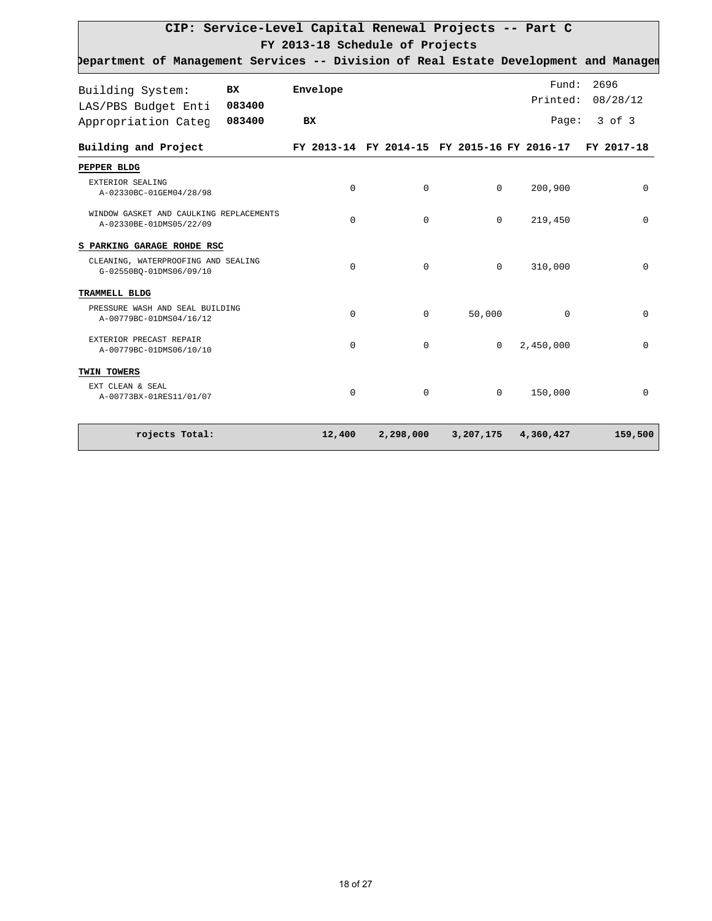# CIP: Service-Level Capital Renewal Projects -- Part C

## FY 2013-18 Schedule of Projects

**Department of Management Services -- Division of Real Estate Development and Managem**

| | | | | |
|---|---|---|---|---|
| Building System: | **BX** | **Envelope** | Fund: | 2696 |
| LAS/PBS Budget Enti | **083400** | | Printed: | 08/28/12 |
| Appropriation Categ | **083400** | **BX** | Page: | 3 of 3 |

| Building and Project | FY 2013-14 | FY 2014-15 | FY 2015-16 | FY 2016-17 | FY 2017-18 |
|---|---|---|---|---|---|
| **PEPPER BLDG** | | | | | |
| EXTERIOR SEALING<br>A-02330BC-01GEM04/28/98 | 0 | 0 | 0 | 200,900 | 0 |
| WINDOW GASKET AND CAULKING REPLACEMENTS<br>A-02330BE-01DMS05/22/09 | 0 | 0 | 0 | 219,450 | 0 |
| **S PARKING GARAGE ROHDE RSC** | | | | | |
| CLEANING, WATERPROOFING AND SEALING<br>G-02550BQ-01DMS06/09/10 | 0 | 0 | 0 | 310,000 | 0 |
| **TRAMMELL BLDG** | | | | | |
| PRESSURE WASH AND SEAL BUILDING<br>A-00779BC-01DMS04/16/12 | 0 | 0 | 50,000 | 0 | 0 |
| EXTERIOR PRECAST REPAIR<br>A-00779BC-01DMS06/10/10 | 0 | 0 | 0 | 2,450,000 | 0 |
| **TWIN TOWERS** | | | | | |
| EXT CLEAN & SEAL<br>A-00773BX-01RES11/01/07 | 0 | 0 | 0 | 150,000 | 0 |
| **Projects Total:** | **12,400** | **2,298,000** | **3,207,175** | **4,360,427** | **159,500** |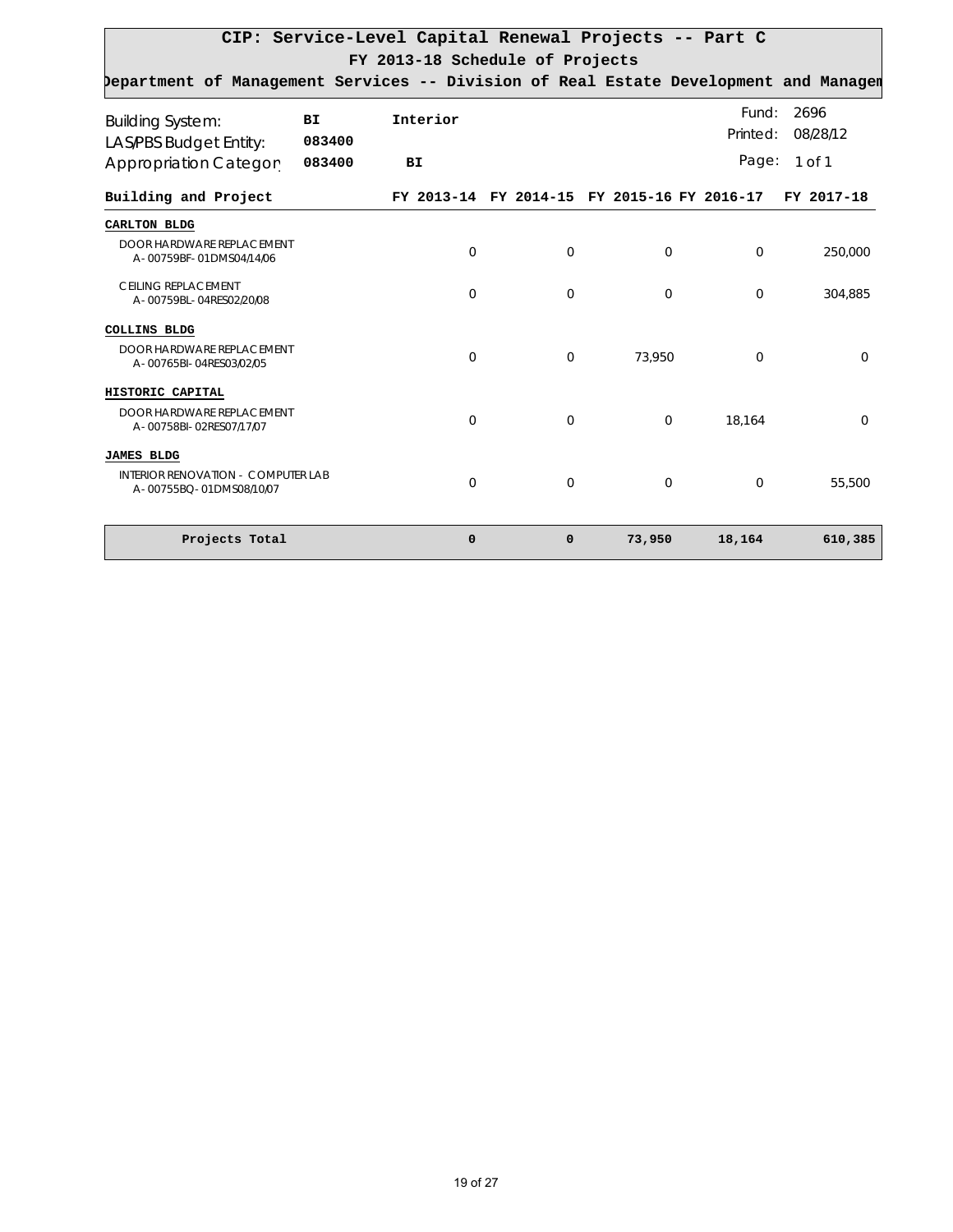# CIP: Service-Level Capital Renewal Projects -- Part C

## FY 2013-18 Schedule of Projects

## Department of Management Services -- Division of Real Estate Development and Managem

| | | | | |
|---|---|---|---|---|
| Building System: | BI | Interior | Fund: | 2696 |
| LAS/PBS Budget Entity: | 083400 | | Printed: | 08/28/12 |
| Appropriation Categor | 083400 | BI | Page: | 1 of 1 |

| Building and Project | FY 2013-14 | FY 2014-15 | FY 2015-16 | FY 2016-17 | FY 2017-18 |
|---|---|---|---|---|---|
| **CARLTON BLDG** | | | | | |
| DOOR HARDWARE REPLACEMENT<br>A-00759BF-01DMS04/14/06 | 0 | 0 | 0 | 0 | 250,000 |
| CEILING REPLACEMENT<br>A-00759BL-04RES02/20/08 | 0 | 0 | 0 | 0 | 304,885 |
| **COLLINS BLDG** | | | | | |
| DOOR HARDWARE REPLACEMENT<br>A-00765BI-04RES03/02/05 | 0 | 0 | 73,950 | 0 | 0 |
| **HISTORIC CAPITAL** | | | | | |
| DOOR HARDWARE REPLACEMENT<br>A-00758BI-02RES07/17/07 | 0 | 0 | 0 | 18,164 | 0 |
| **JAMES BLDG** | | | | | |
| INTERIOR RENOVATION - COMPUTER LAB<br>A-00755BQ-01DMS08/10/07 | 0 | 0 | 0 | 0 | 55,500 |
| **Projects Total** | **0** | **0** | **73,950** | **18,164** | **610,385** |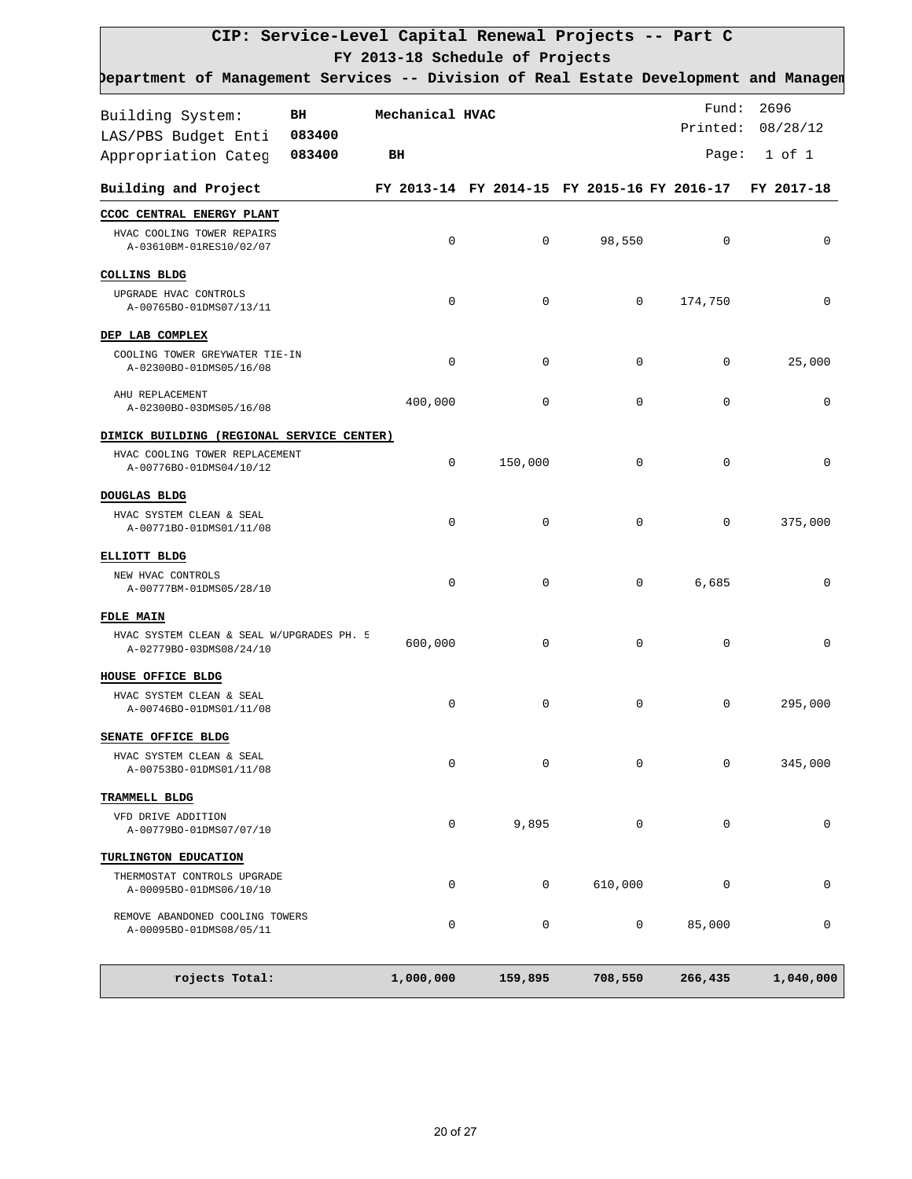# CIP: Service-Level Capital Renewal Projects -- Part C

**FY 2013-18 Schedule of Projects**

**Department of Management Services -- Division of Real Estate Development and Managem**

| | | | | |
|---|---|---|---|---|
| Building System: | **BH** | **Mechanical HVAC** | Fund: | 2696 |
| LAS/PBS Budget Enti | **083400** | | Printed: | 08/28/12 |
| Appropriation Categ | **083400** | **BH** | Page: | 1 of 1 |

| Building and Project | FY 2013-14 | FY 2014-15 | FY 2015-16 | FY 2016-17 | FY 2017-18 |
|---|---|---|---|---|---|
| **CCOC CENTRAL ENERGY PLANT** | | | | | |
| HVAC COOLING TOWER REPAIRS<br>A-03610BM-01RES10/02/07 | 0 | 0 | 98,550 | 0 | 0 |
| **COLLINS BLDG** | | | | | |
| UPGRADE HVAC CONTROLS<br>A-00765BO-01DMS07/13/11 | 0 | 0 | 0 | 174,750 | 0 |
| **DEP LAB COMPLEX** | | | | | |
| COOLING TOWER GREYWATER TIE-IN<br>A-02300BO-01DMS05/16/08 | 0 | 0 | 0 | 0 | 25,000 |
| AHU REPLACEMENT<br>A-02300BO-03DMS05/16/08 | 400,000 | 0 | 0 | 0 | 0 |
| **DIMICK BUILDING (REGIONAL SERVICE CENTER)** | | | | | |
| HVAC COOLING TOWER REPLACEMENT<br>A-00776BO-01DMS04/10/12 | 0 | 150,000 | 0 | 0 | 0 |
| **DOUGLAS BLDG** | | | | | |
| HVAC SYSTEM CLEAN & SEAL<br>A-00771BO-01DMS01/11/08 | 0 | 0 | 0 | 0 | 375,000 |
| **ELLIOTT BLDG** | | | | | |
| NEW HVAC CONTROLS<br>A-00777BM-01DMS05/28/10 | 0 | 0 | 0 | 6,685 | 0 |
| **FDLE MAIN** | | | | | |
| HVAC SYSTEM CLEAN & SEAL W/UPGRADES PH. 5<br>A-02779BO-03DMS08/24/10 | 600,000 | 0 | 0 | 0 | 0 |
| **HOUSE OFFICE BLDG** | | | | | |
| HVAC SYSTEM CLEAN & SEAL<br>A-00746BO-01DMS01/11/08 | 0 | 0 | 0 | 0 | 295,000 |
| **SENATE OFFICE BLDG** | | | | | |
| HVAC SYSTEM CLEAN & SEAL<br>A-00753BO-01DMS01/11/08 | 0 | 0 | 0 | 0 | 345,000 |
| **TRAMMELL BLDG** | | | | | |
| VFD DRIVE ADDITION<br>A-00779BO-01DMS07/07/10 | 0 | 9,895 | 0 | 0 | 0 |
| **TURLINGTON EDUCATION** | | | | | |
| THERMOSTAT CONTROLS UPGRADE<br>A-00095BO-01DMS06/10/10 | 0 | 0 | 610,000 | 0 | 0 |
| REMOVE ABANDONED COOLING TOWERS<br>A-00095BO-01DMS08/05/11 | 0 | 0 | 0 | 85,000 | 0 |
| **Projects Total:** | **1,000,000** | **159,895** | **708,550** | **266,435** | **1,040,000** |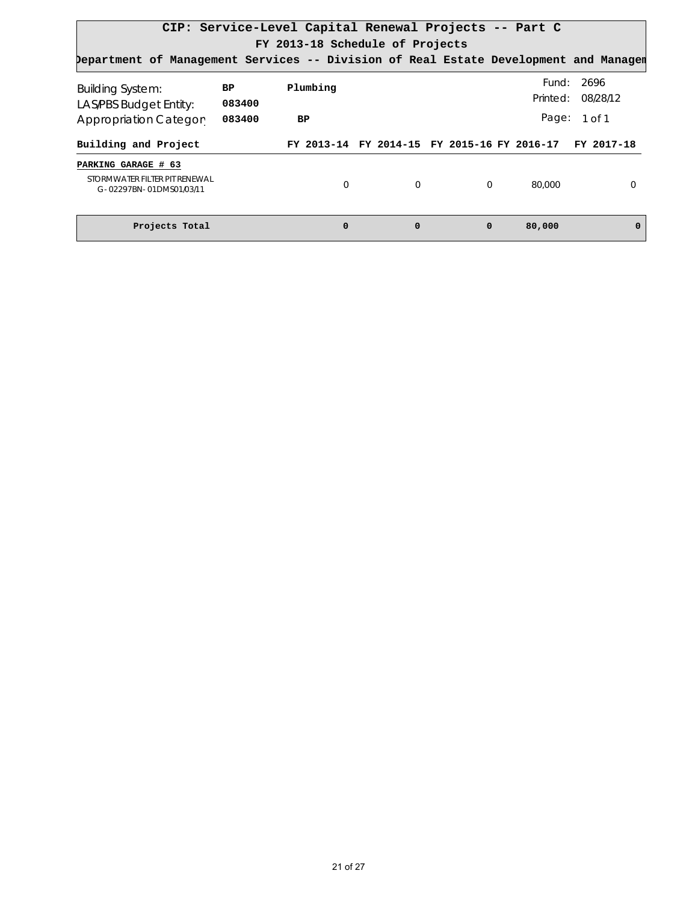# CIP: Service-Level Capital Renewal Projects -- Part C

## FY 2013-18 Schedule of Projects

### Department of Management Services -- Division of Real Estate Development and Managem

| | | | |
|---|---|---|---|
| Building System: | BP | Plumbing | Fund: 2696 |
| LAS/PBS Budget Entity: | 083400 | | Printed: 08/28/12 |
| Appropriation Categor | 083400 | BP | Page: 1 of 1 |

| Building and Project | FY 2013-14 | FY 2014-15 | FY 2015-16 | FY 2016-17 | FY 2017-18 |
|---|---|---|---|---|---|
| **PARKING GARAGE # 63** | | | | | |
| STORMWATER FILTER PIT RENEWAL<br>G-02297BN-01DMS01/03/11 | 0 | 0 | 0 | 80,000 | 0 |
| **Projects Total** | **0** | **0** | **0** | **80,000** | **0** |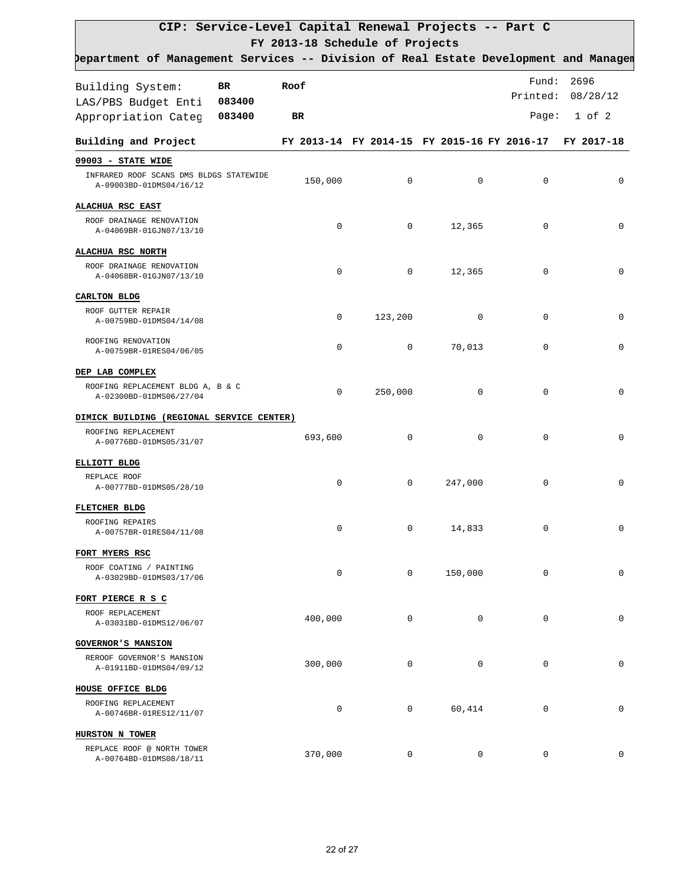# CIP: Service-Level Capital Renewal Projects -- Part C

## FY 2013-18 Schedule of Projects

### Department of Management Services -- Division of Real Estate Development and Managem

| | | | | |
|---|---|---|---|---|
| Building System: | **BR** | **Roof** | Fund: | 2696 |
| LAS/PBS Budget Enti | **083400** | | Printed: | 08/28/12 |
| Appropriation Categ | **083400** | **BR** | Page: | 1 of 2 |

| Building and Project | FY 2013-14 | FY 2014-15 | FY 2015-16 | FY 2016-17 | FY 2017-18 |
|---|---|---|---|---|---|
| **09003 - STATE WIDE** | | | | | |
| INFRARED ROOF SCANS DMS BLDGS STATEWIDE A-09003BD-01DMS04/16/12 | 150,000 | 0 | 0 | 0 | 0 |
| **ALACHUA RSC EAST** | | | | | |
| ROOF DRAINAGE RENOVATION A-04069BR-01GJN07/13/10 | 0 | 0 | 12,365 | 0 | 0 |
| **ALACHUA RSC NORTH** | | | | | |
| ROOF DRAINAGE RENOVATION A-04068BR-01GJN07/13/10 | 0 | 0 | 12,365 | 0 | 0 |
| **CARLTON BLDG** | | | | | |
| ROOF GUTTER REPAIR A-00759BD-01DMS04/14/08 | 0 | 123,200 | 0 | 0 | 0 |
| ROOFING RENOVATION A-00759BR-01RES04/06/05 | 0 | 0 | 70,013 | 0 | 0 |
| **DEP LAB COMPLEX** | | | | | |
| ROOFING REPLACEMENT BLDG A, B & C A-02300BD-01DMS06/27/04 | 0 | 250,000 | 0 | 0 | 0 |
| **DIMICK BUILDING (REGIONAL SERVICE CENTER)** | | | | | |
| ROOFING REPLACEMENT A-00776BD-01DMS05/31/07 | 693,600 | 0 | 0 | 0 | 0 |
| **ELLIOTT BLDG** | | | | | |
| REPLACE ROOF A-00777BD-01DMS05/28/10 | 0 | 0 | 247,000 | 0 | 0 |
| **FLETCHER BLDG** | | | | | |
| ROOFING REPAIRS A-00757BR-01RES04/11/08 | 0 | 0 | 14,833 | 0 | 0 |
| **FORT MYERS RSC** | | | | | |
| ROOF COATING / PAINTING A-03029BD-01DMS03/17/06 | 0 | 0 | 150,000 | 0 | 0 |
| **FORT PIERCE R S C** | | | | | |
| ROOF REPLACEMENT A-03031BD-01DMS12/06/07 | 400,000 | 0 | 0 | 0 | 0 |
| **GOVERNOR'S MANSION** | | | | | |
| REROOF GOVERNOR'S MANSION A-01911BD-01DMS04/09/12 | 300,000 | 0 | 0 | 0 | 0 |
| **HOUSE OFFICE BLDG** | | | | | |
| ROOFING REPLACEMENT A-00746BR-01RES12/11/07 | 0 | 0 | 60,414 | 0 | 0 |
| **HURSTON N TOWER** | | | | | |
| REPLACE ROOF @ NORTH TOWER A-00764BD-01DMS08/18/11 | 370,000 | 0 | 0 | 0 | 0 |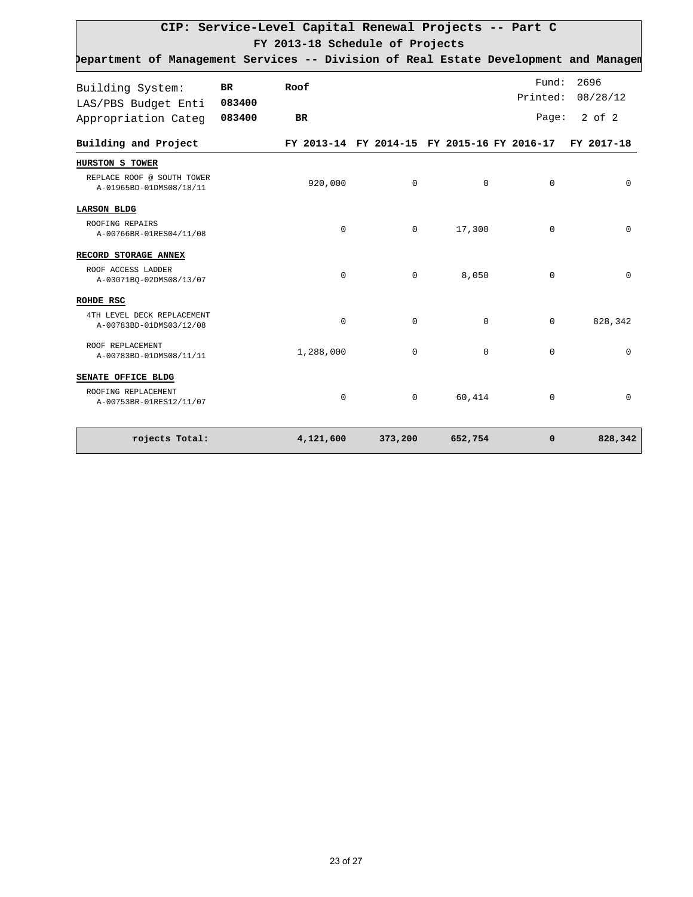# CIP: Service-Level Capital Renewal Projects -- Part C

## FY 2013-18 Schedule of Projects

**Department of Management Services -- Division of Real Estate Development and Managem**

| | | | | |
|---|---|---|---|---|
| Building System: | **BR** | **Roof** | Fund: | 2696 |
| LAS/PBS Budget Enti | **083400** | | Printed: | 08/28/12 |
| Appropriation Categ | **083400** | **BR** | Page: | 2 of 2 |

| Building and Project | FY 2013-14 | FY 2014-15 | FY 2015-16 | FY 2016-17 | FY 2017-18 |
|---|---|---|---|---|---|
| **HURSTON S TOWER** | | | | | |
| REPLACE ROOF @ SOUTH TOWER<br>A-01965BD-01DMS08/18/11 | 920,000 | 0 | 0 | 0 | 0 |
| **LARSON BLDG** | | | | | |
| ROOFING REPAIRS<br>A-00766BR-01RES04/11/08 | 0 | 0 | 17,300 | 0 | 0 |
| **RECORD STORAGE ANNEX** | | | | | |
| ROOF ACCESS LADDER<br>A-03071BQ-02DMS08/13/07 | 0 | 0 | 8,050 | 0 | 0 |
| **ROHDE RSC** | | | | | |
| 4TH LEVEL DECK REPLACEMENT<br>A-00783BD-01DMS03/12/08 | 0 | 0 | 0 | 0 | 828,342 |
| ROOF REPLACEMENT<br>A-00783BD-01DMS08/11/11 | 1,288,000 | 0 | 0 | 0 | 0 |
| **SENATE OFFICE BLDG** | | | | | |
| ROOFING REPLACEMENT<br>A-00753BR-01RES12/11/07 | 0 | 0 | 60,414 | 0 | 0 |
| **rojects Total:** | **4,121,600** | **373,200** | **652,754** | **0** | **828,342** |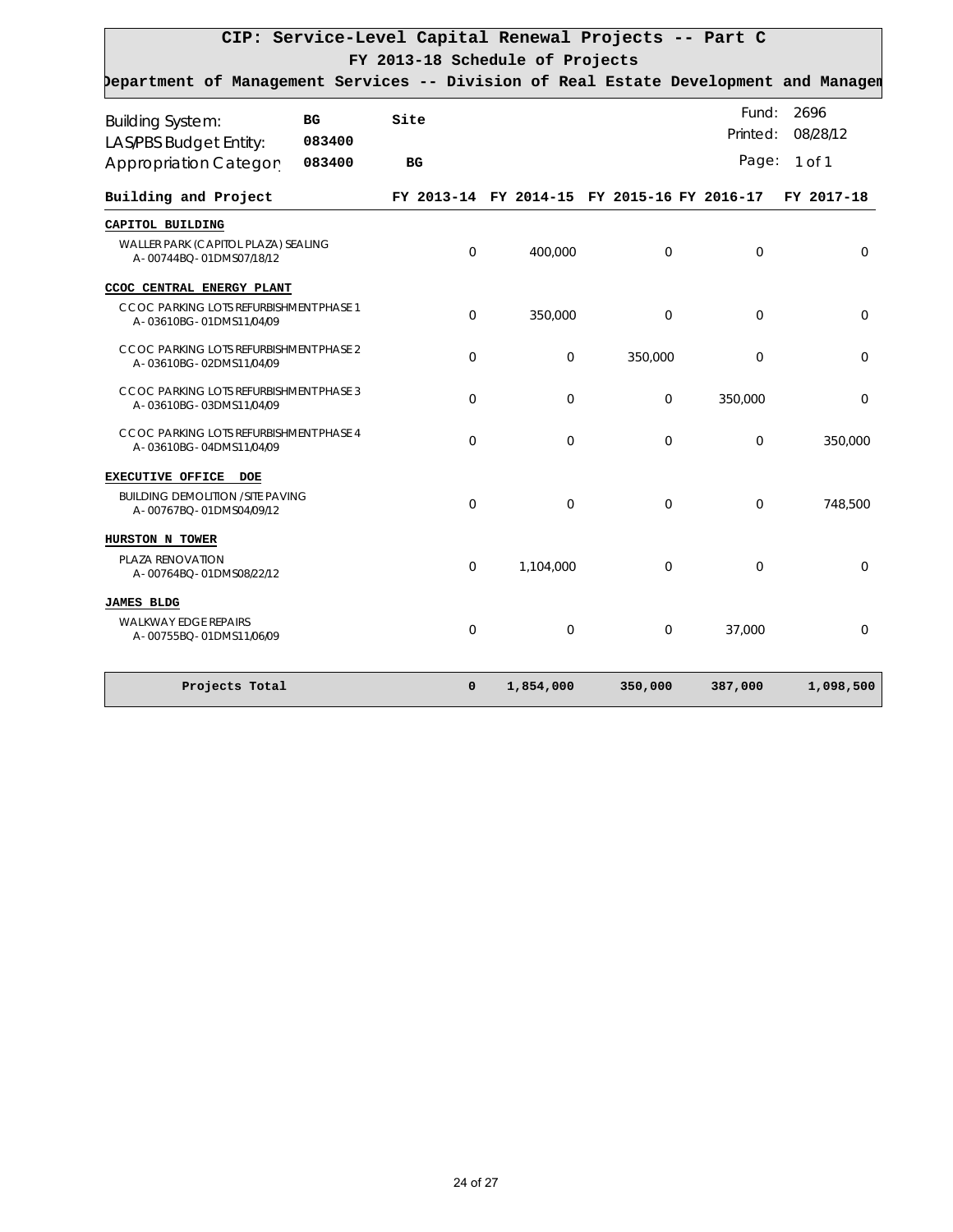# CIP: Service-Level Capital Renewal Projects -- Part C

## FY 2013-18 Schedule of Projects

## Department of Management Services -- Division of Real Estate Development and Managem

| | | | | |
|---|---|---|---|---|
| Building System: | BG | Site | Fund: | 2696 |
| LAS/PBS Budget Entity: | 083400 | | Printed: | 08/28/12 |
| Appropriation Categor | 083400 | BG | Page: | 1 of 1 |

| Building and Project | FY 2013-14 | FY 2014-15 | FY 2015-16 | FY 2016-17 | FY 2017-18 |
|---|---|---|---|---|---|
| **CAPITOL BUILDING** | | | | | |
| WALLER PARK (CAPITOL PLAZA) SEALING<br>A-00744BQ-01DMS07/18/12 | 0 | 400,000 | 0 | 0 | 0 |
| **CCOC CENTRAL ENERGY PLANT** | | | | | |
| CCOC PARKING LOTS REFURBISHMENT PHASE 1<br>A-03610BG-01DMS11/04/09 | 0 | 350,000 | 0 | 0 | 0 |
| CCOC PARKING LOTS REFURBISHMENT PHASE 2<br>A-03610BG-02DMS11/04/09 | 0 | 0 | 350,000 | 0 | 0 |
| CCOC PARKING LOTS REFURBISHMENT PHASE 3<br>A-03610BG-03DMS11/04/09 | 0 | 0 | 0 | 350,000 | 0 |
| CCOC PARKING LOTS REFURBISHMENT PHASE 4<br>A-03610BG-04DMS11/04/09 | 0 | 0 | 0 | 0 | 350,000 |
| **EXECUTIVE OFFICE DOE** | | | | | |
| BUILDING DEMOLITION / SITE PAVING<br>A-00767BQ-01DMS04/09/12 | 0 | 0 | 0 | 0 | 748,500 |
| **HURSTON N TOWER** | | | | | |
| PLAZA RENOVATION<br>A-00764BQ-01DMS08/22/12 | 0 | 1,104,000 | 0 | 0 | 0 |
| **JAMES BLDG** | | | | | |
| WALKWAY EDGE REPAIRS<br>A-00755BQ-01DMS11/06/09 | 0 | 0 | 0 | 37,000 | 0 |
| **Projects Total** | **0** | **1,854,000** | **350,000** | **387,000** | **1,098,500** |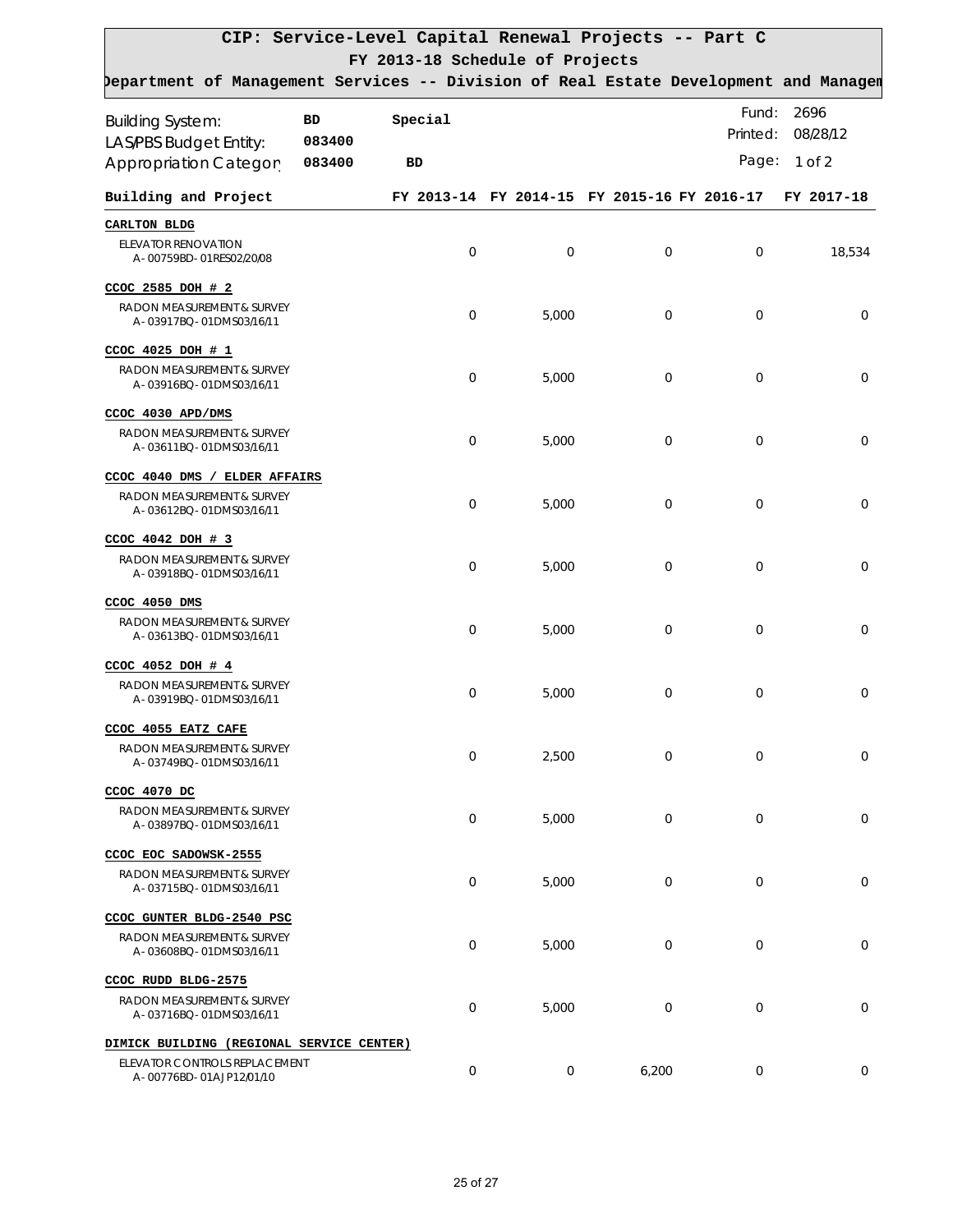# CIP: Service-Level Capital Renewal Projects -- Part C

## FY 2013-18 Schedule of Projects

## Department of Management Services -- Division of Real Estate Development and Managem

| | | | | |
|---|---|---|---|---|
| Building System: | BD | Special | Fund: | 2696 |
| LAS/PBS Budget Entity: | 083400 | | Printed: | 08/28/12 |
| Appropriation Categor | 083400 | BD | Page: | 1 of 2 |

| Building and Project | FY 2013-14 | FY 2014-15 | FY 2015-16 | FY 2016-17 | FY 2017-18 |
|---|---|---|---|---|---|
| **CARLTON BLDG** | | | | | |
| ELEVATOR RENOVATION<br>A-00759BD-01RES02/20/08 | 0 | 0 | 0 | 0 | 18,534 |
| **CCOC 2585 DOH # 2** | | | | | |
| RADON MEASUREMENT & SURVEY<br>A-03917BQ-01DMS03/16/11 | 0 | 5,000 | 0 | 0 | 0 |
| **CCOC 4025 DOH # 1** | | | | | |
| RADON MEASUREMENT & SURVEY<br>A-03916BQ-01DMS03/16/11 | 0 | 5,000 | 0 | 0 | 0 |
| **CCOC 4030 APD/DMS** | | | | | |
| RADON MEASUREMENT & SURVEY<br>A-03611BQ-01DMS03/16/11 | 0 | 5,000 | 0 | 0 | 0 |
| **CCOC 4040 DMS / ELDER AFFAIRS** | | | | | |
| RADON MEASUREMENT & SURVEY<br>A-03612BQ-01DMS03/16/11 | 0 | 5,000 | 0 | 0 | 0 |
| **CCOC 4042 DOH # 3** | | | | | |
| RADON MEASUREMENT & SURVEY<br>A-03918BQ-01DMS03/16/11 | 0 | 5,000 | 0 | 0 | 0 |
| **CCOC 4050 DMS** | | | | | |
| RADON MEASUREMENT & SURVEY<br>A-03613BQ-01DMS03/16/11 | 0 | 5,000 | 0 | 0 | 0 |
| **CCOC 4052 DOH # 4** | | | | | |
| RADON MEASUREMENT & SURVEY<br>A-03919BQ-01DMS03/16/11 | 0 | 5,000 | 0 | 0 | 0 |
| **CCOC 4055 EATZ CAFE** | | | | | |
| RADON MEASUREMENT & SURVEY<br>A-03749BQ-01DMS03/16/11 | 0 | 2,500 | 0 | 0 | 0 |
| **CCOC 4070 DC** | | | | | |
| RADON MEASUREMENT & SURVEY<br>A-03897BQ-01DMS03/16/11 | 0 | 5,000 | 0 | 0 | 0 |
| **CCOC EOC SADOWSK-2555** | | | | | |
| RADON MEASUREMENT & SURVEY<br>A-03715BQ-01DMS03/16/11 | 0 | 5,000 | 0 | 0 | 0 |
| **CCOC GUNTER BLDG-2540 PSC** | | | | | |
| RADON MEASUREMENT & SURVEY<br>A-03608BQ-01DMS03/16/11 | 0 | 5,000 | 0 | 0 | 0 |
| **CCOC RUDD BLDG-2575** | | | | | |
| RADON MEASUREMENT & SURVEY<br>A-03716BQ-01DMS03/16/11 | 0 | 5,000 | 0 | 0 | 0 |
| **DIMICK BUILDING (REGIONAL SERVICE CENTER)** | | | | | |
| ELEVATOR CONTROLS REPLACEMENT<br>A-00776BD-01AJP12/01/10 | 0 | 0 | 6,200 | 0 | 0 |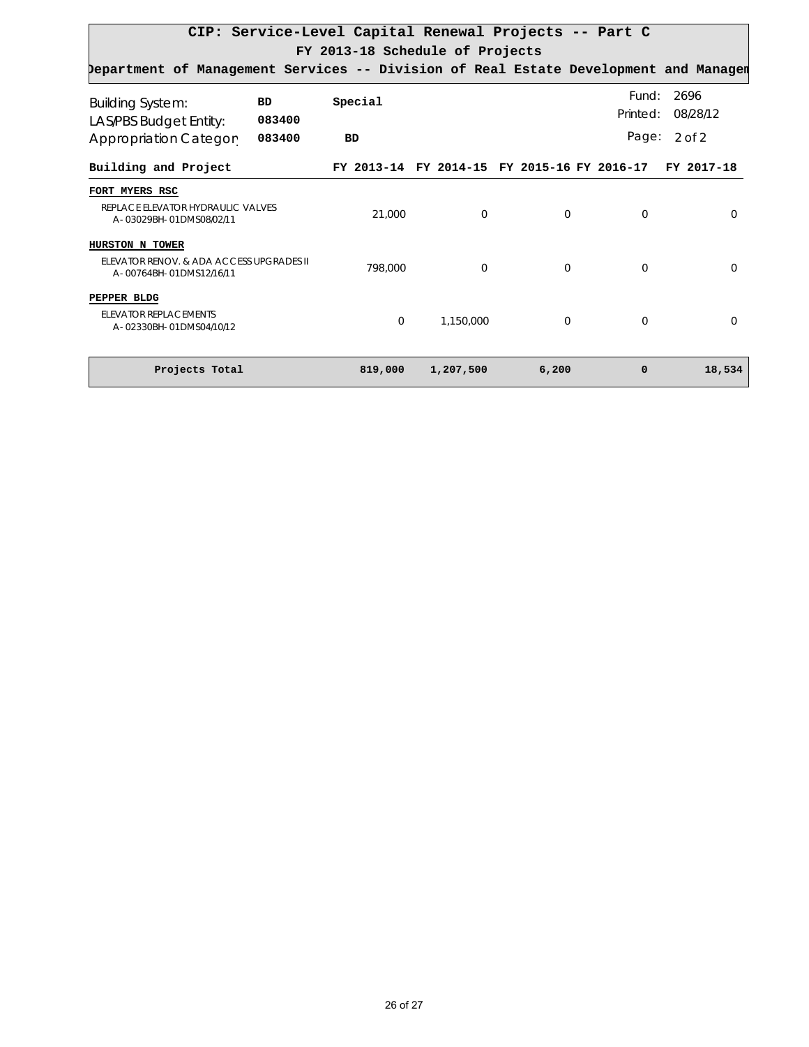# CIP: Service-Level Capital Renewal Projects -- Part C

## FY 2013-18 Schedule of Projects

**Department of Management Services -- Division of Real Estate Development and Managem**

| | | | |
|---|---|---|---|
| Building System: | BD | Special | Fund: 2696 |
| LAS/PBS Budget Entity: | 083400 | | Printed: 08/28/12 |
| Appropriation Categor | 083400 | BD | Page: 2 of 2 |

| Building and Project | FY 2013-14 | FY 2014-15 | FY 2015-16 | FY 2016-17 | FY 2017-18 |
|---|---|---|---|---|---|
| **FORT MYERS RSC** | | | | | |
| REPLACE ELEVATOR HYDRAULIC VALVES<br>A-03029BH-01DMS08/02/11 | 21,000 | 0 | 0 | 0 | 0 |
| **HURSTON N TOWER** | | | | | |
| ELEVATOR RENOV. & ADA ACCESS UPGRADES II<br>A-00764BH-01DMS12/16/11 | 798,000 | 0 | 0 | 0 | 0 |
| **PEPPER BLDG** | | | | | |
| ELEVATOR REPLACEMENTS<br>A-02330BH-01DMS04/10/12 | 0 | 1,150,000 | 0 | 0 | 0 |
| **Projects Total** | **819,000** | **1,207,500** | **6,200** | **0** | **18,534** |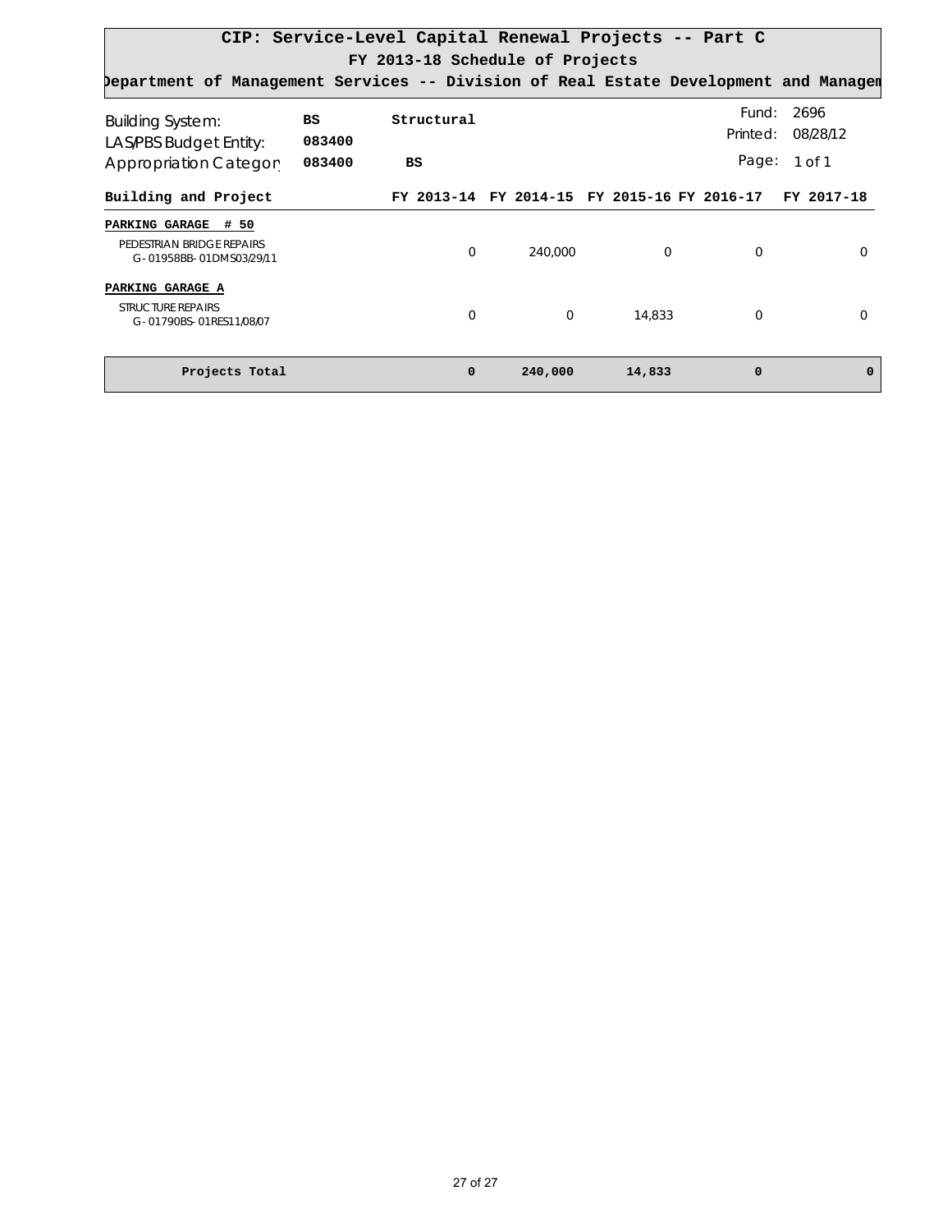# CIP: Service-Level Capital Renewal Projects -- Part C

## FY 2013-18 Schedule of Projects

### Department of Management Services -- Division of Real Estate Development and Managem

| | | | | |
|---|---|---|---|---|
| Building System: | BS | Structural | Fund: | 2696 |
| LAS/PBS Budget Entity: | 083400 | | Printed: | 08/28/12 |
| Appropriation Categor | 083400 | BS | Page: | 1 of 1 |

| Building and Project | FY 2013-14 | FY 2014-15 | FY 2015-16 | FY 2016-17 | FY 2017-18 |
|---|---|---|---|---|---|
| **PARKING GARAGE # 50** | | | | | |
| PEDESTRIAN BRIDGE REPAIRS<br>G-01958BB-01DMS03/29/11 | 0 | 240,000 | 0 | 0 | 0 |
| **PARKING GARAGE A** | | | | | |
| STRUCTURE REPAIRS<br>G-01790BS-01RES11/08/07 | 0 | 0 | 14,833 | 0 | 0 |
| **Projects Total** | **0** | **240,000** | **14,833** | **0** | **0** |